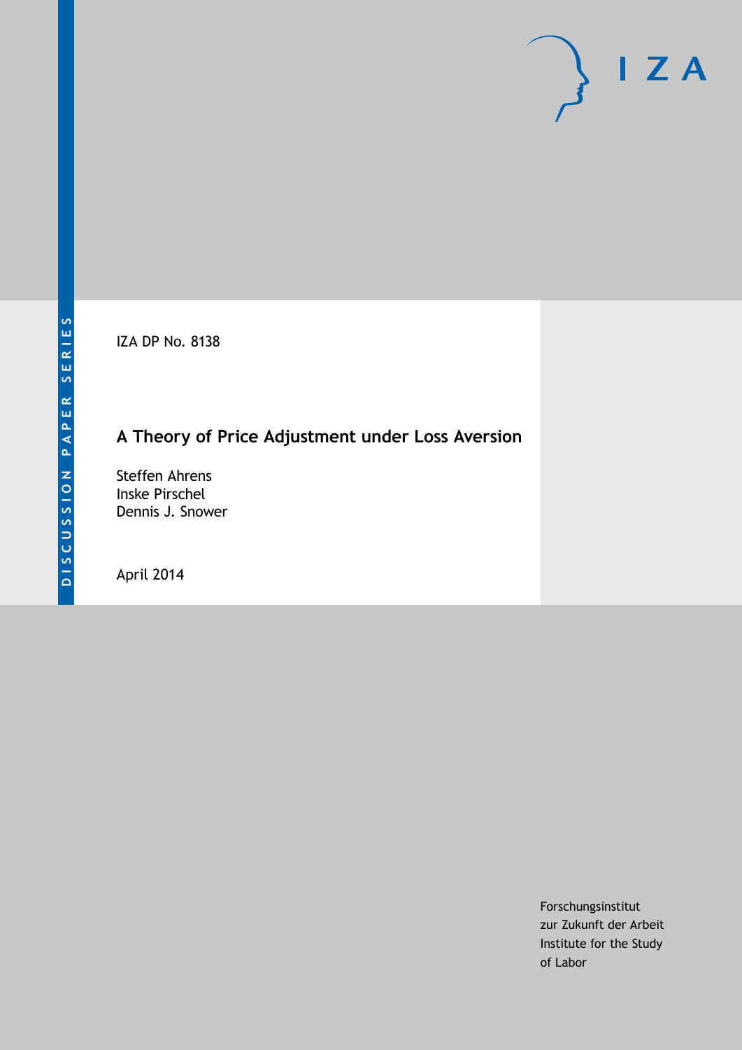DISCUSSION PAPER SERIES

IZA

IZA DP No. 8138

# A Theory of Price Adjustment under Loss Aversion

Steffen Ahrens
Inske Pirschel
Dennis J. Snower

April 2014

Forschungsinstitut
zur Zukunft der Arbeit
Institute for the Study
of Labor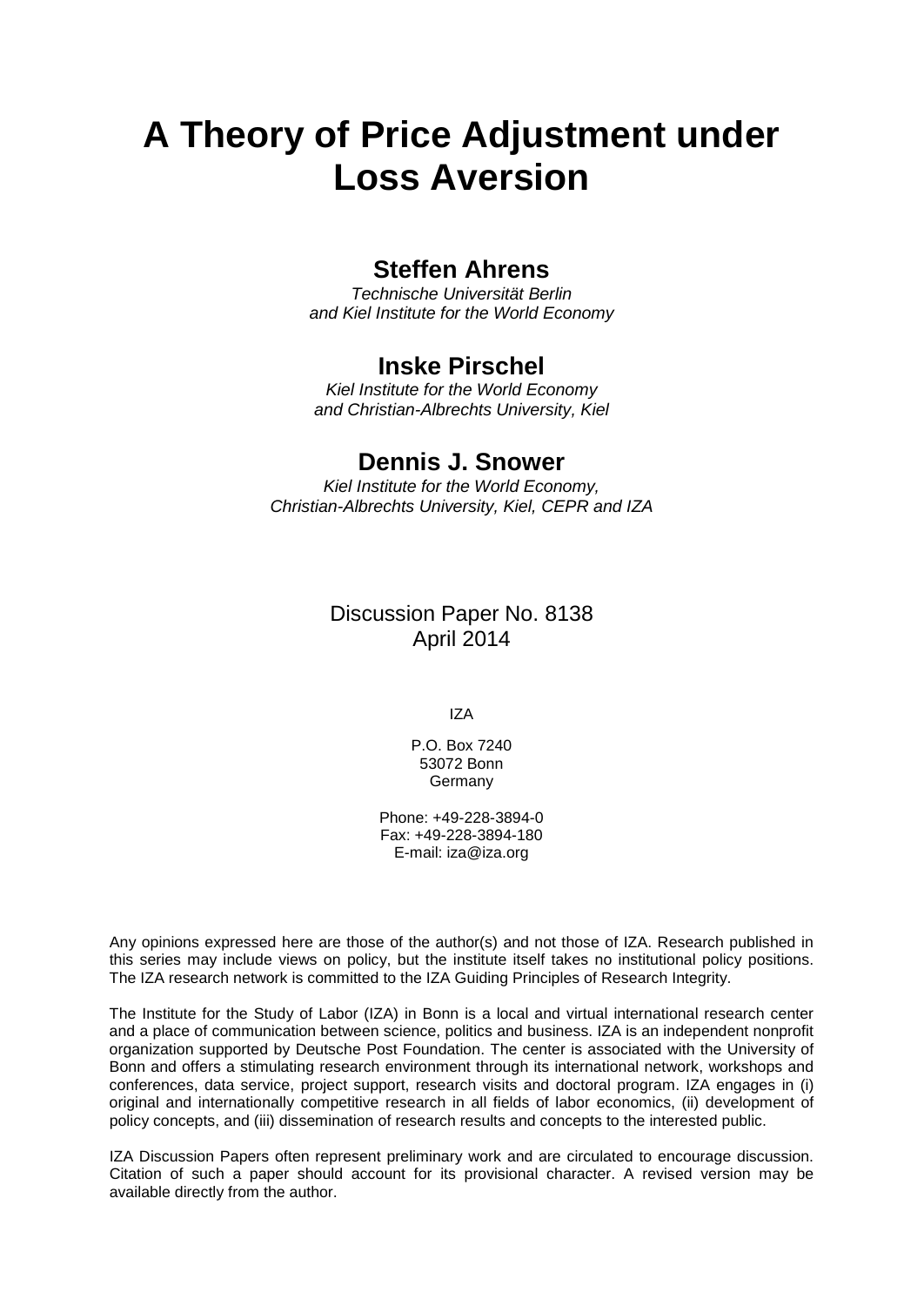# A Theory of Price Adjustment under Loss Aversion

## Steffen Ahrens

*Technische Universität Berlin and Kiel Institute for the World Economy*

## Inske Pirschel

*Kiel Institute for the World Economy and Christian-Albrechts University, Kiel*

## Dennis J. Snower

*Kiel Institute for the World Economy, Christian-Albrechts University, Kiel, CEPR and IZA*

Discussion Paper No. 8138
April 2014

IZA

P.O. Box 7240
53072 Bonn
Germany

Phone: +49-228-3894-0
Fax: +49-228-3894-180
E-mail: iza@iza.org

Any opinions expressed here are those of the author(s) and not those of IZA. Research published in this series may include views on policy, but the institute itself takes no institutional policy positions. The IZA research network is committed to the IZA Guiding Principles of Research Integrity.

The Institute for the Study of Labor (IZA) in Bonn is a local and virtual international research center and a place of communication between science, politics and business. IZA is an independent nonprofit organization supported by Deutsche Post Foundation. The center is associated with the University of Bonn and offers a stimulating research environment through its international network, workshops and conferences, data service, project support, research visits and doctoral program. IZA engages in (i) original and internationally competitive research in all fields of labor economics, (ii) development of policy concepts, and (iii) dissemination of research results and concepts to the interested public.

IZA Discussion Papers often represent preliminary work and are circulated to encourage discussion. Citation of such a paper should account for its provisional character. A revised version may be available directly from the author.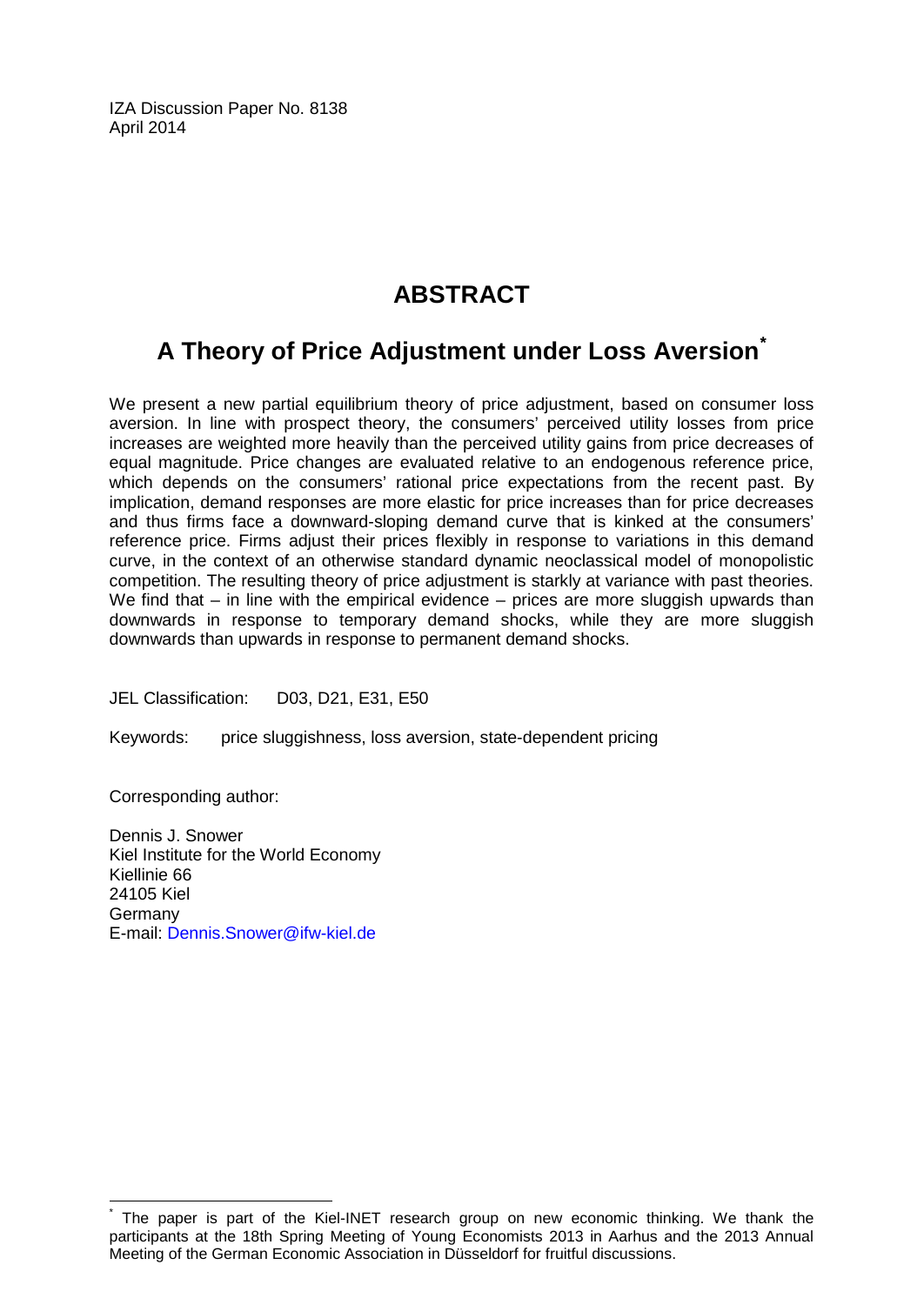IZA Discussion Paper No. 8138
April 2014

# ABSTRACT

## A Theory of Price Adjustment under Loss Aversion*

We present a new partial equilibrium theory of price adjustment, based on consumer loss aversion. In line with prospect theory, the consumers' perceived utility losses from price increases are weighted more heavily than the perceived utility gains from price decreases of equal magnitude. Price changes are evaluated relative to an endogenous reference price, which depends on the consumers' rational price expectations from the recent past. By implication, demand responses are more elastic for price increases than for price decreases and thus firms face a downward-sloping demand curve that is kinked at the consumers' reference price. Firms adjust their prices flexibly in response to variations in this demand curve, in the context of an otherwise standard dynamic neoclassical model of monopolistic competition. The resulting theory of price adjustment is starkly at variance with past theories. We find that – in line with the empirical evidence – prices are more sluggish upwards than downwards in response to temporary demand shocks, while they are more sluggish downwards than upwards in response to permanent demand shocks.

JEL Classification: D03, D21, E31, E50

Keywords: price sluggishness, loss aversion, state-dependent pricing

Corresponding author:

Dennis J. Snower
Kiel Institute for the World Economy
Kiellinie 66
24105 Kiel
Germany
E-mail: Dennis.Snower@ifw-kiel.de

---

* The paper is part of the Kiel-INET research group on new economic thinking. We thank the participants at the 18th Spring Meeting of Young Economists 2013 in Aarhus and the 2013 Annual Meeting of the German Economic Association in Düsseldorf for fruitful discussions.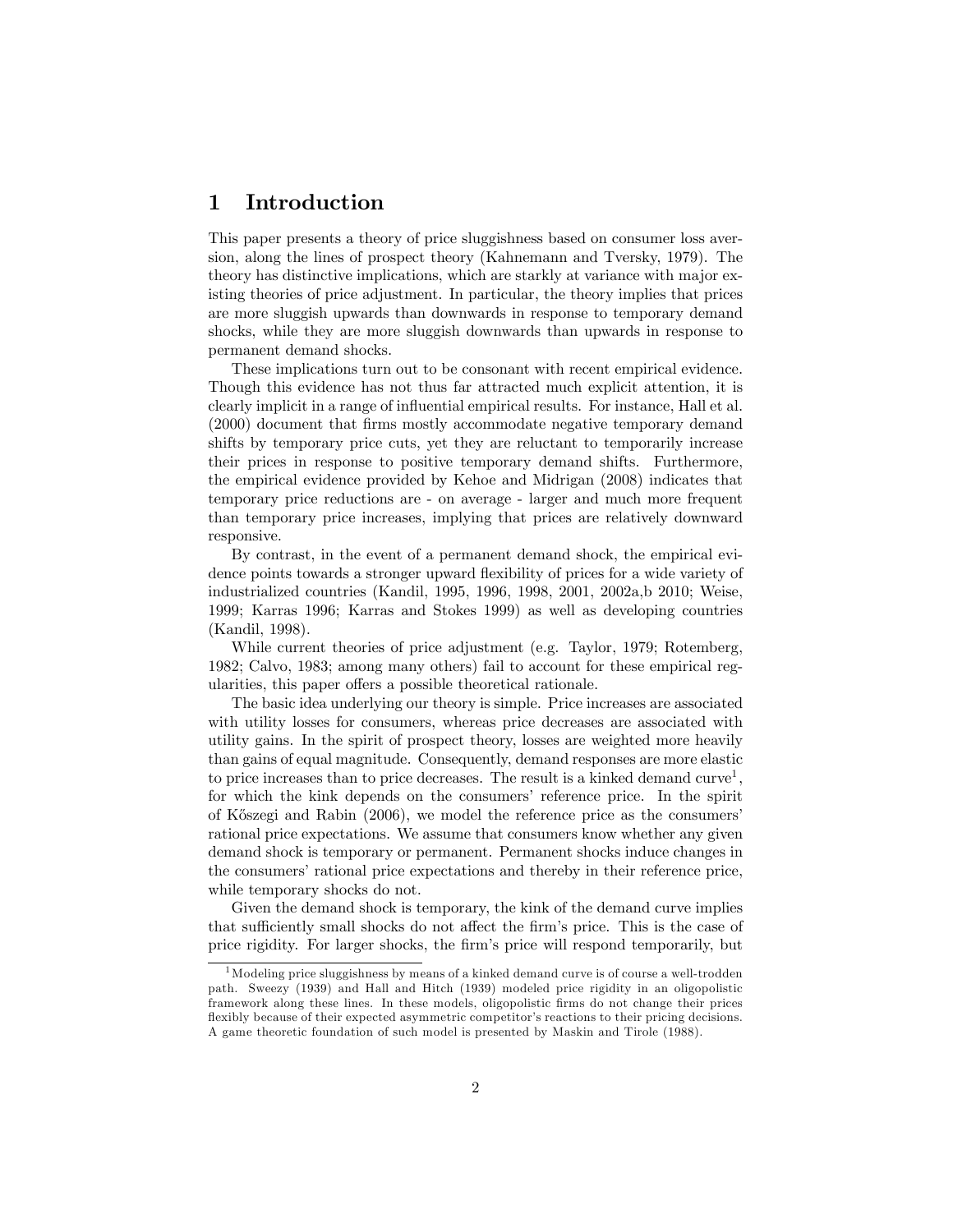# 1 Introduction

This paper presents a theory of price sluggishness based on consumer loss aversion, along the lines of prospect theory (Kahnemann and Tversky, 1979). The theory has distinctive implications, which are starkly at variance with major existing theories of price adjustment. In particular, the theory implies that prices are more sluggish upwards than downwards in response to temporary demand shocks, while they are more sluggish downwards than upwards in response to permanent demand shocks.

These implications turn out to be consonant with recent empirical evidence. Though this evidence has not thus far attracted much explicit attention, it is clearly implicit in a range of influential empirical results. For instance, Hall et al. (2000) document that firms mostly accommodate negative temporary demand shifts by temporary price cuts, yet they are reluctant to temporarily increase their prices in response to positive temporary demand shifts. Furthermore, the empirical evidence provided by Kehoe and Midrigan (2008) indicates that temporary price reductions are - on average - larger and much more frequent than temporary price increases, implying that prices are relatively downward responsive.

By contrast, in the event of a permanent demand shock, the empirical evidence points towards a stronger upward flexibility of prices for a wide variety of industrialized countries (Kandil, 1995, 1996, 1998, 2001, 2002a,b 2010; Weise, 1999; Karras 1996; Karras and Stokes 1999) as well as developing countries (Kandil, 1998).

While current theories of price adjustment (e.g. Taylor, 1979; Rotemberg, 1982; Calvo, 1983; among many others) fail to account for these empirical regularities, this paper offers a possible theoretical rationale.

The basic idea underlying our theory is simple. Price increases are associated with utility losses for consumers, whereas price decreases are associated with utility gains. In the spirit of prospect theory, losses are weighted more heavily than gains of equal magnitude. Consequently, demand responses are more elastic to price increases than to price decreases. The result is a kinked demand curve[1], for which the kink depends on the consumers' reference price. In the spirit of Kőszegi and Rabin (2006), we model the reference price as the consumers' rational price expectations. We assume that consumers know whether any given demand shock is temporary or permanent. Permanent shocks induce changes in the consumers' rational price expectations and thereby in their reference price, while temporary shocks do not.

Given the demand shock is temporary, the kink of the demand curve implies that sufficiently small shocks do not affect the firm's price. This is the case of price rigidity. For larger shocks, the firm's price will respond temporarily, but

[1] Modeling price sluggishness by means of a kinked demand curve is of course a well-trodden path. Sweezy (1939) and Hall and Hitch (1939) modeled price rigidity in an oligopolistic framework along these lines. In these models, oligopolistic firms do not change their prices flexibly because of their expected asymmetric competitor's reactions to their pricing decisions. A game theoretic foundation of such model is presented by Maskin and Tirole (1988).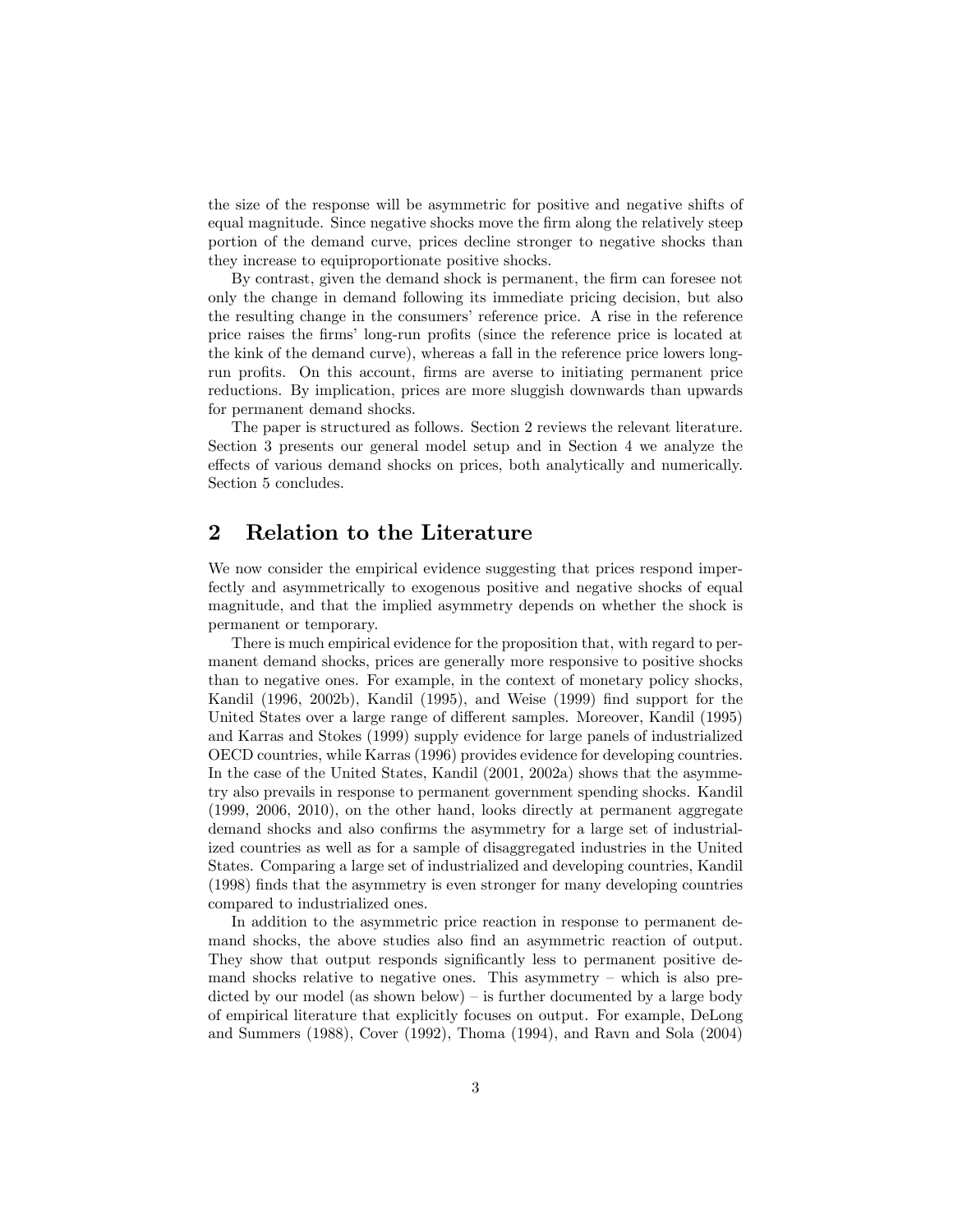the size of the response will be asymmetric for positive and negative shifts of equal magnitude. Since negative shocks move the firm along the relatively steep portion of the demand curve, prices decline stronger to negative shocks than they increase to equiproportionate positive shocks.

By contrast, given the demand shock is permanent, the firm can foresee not only the change in demand following its immediate pricing decision, but also the resulting change in the consumers' reference price. A rise in the reference price raises the firms' long-run profits (since the reference price is located at the kink of the demand curve), whereas a fall in the reference price lowers long-run profits. On this account, firms are averse to initiating permanent price reductions. By implication, prices are more sluggish downwards than upwards for permanent demand shocks.

The paper is structured as follows. Section 2 reviews the relevant literature. Section 3 presents our general model setup and in Section 4 we analyze the effects of various demand shocks on prices, both analytically and numerically. Section 5 concludes.

## 2 Relation to the Literature

We now consider the empirical evidence suggesting that prices respond imperfectly and asymmetrically to exogenous positive and negative shocks of equal magnitude, and that the implied asymmetry depends on whether the shock is permanent or temporary.

There is much empirical evidence for the proposition that, with regard to permanent demand shocks, prices are generally more responsive to positive shocks than to negative ones. For example, in the context of monetary policy shocks, Kandil (1996, 2002b), Kandil (1995), and Weise (1999) find support for the United States over a large range of different samples. Moreover, Kandil (1995) and Karras and Stokes (1999) supply evidence for large panels of industrialized OECD countries, while Karras (1996) provides evidence for developing countries. In the case of the United States, Kandil (2001, 2002a) shows that the asymmetry also prevails in response to permanent government spending shocks. Kandil (1999, 2006, 2010), on the other hand, looks directly at permanent aggregate demand shocks and also confirms the asymmetry for a large set of industrialized countries as well as for a sample of disaggregated industries in the United States. Comparing a large set of industrialized and developing countries, Kandil (1998) finds that the asymmetry is even stronger for many developing countries compared to industrialized ones.

In addition to the asymmetric price reaction in response to permanent demand shocks, the above studies also find an asymmetric reaction of output. They show that output responds significantly less to permanent positive demand shocks relative to negative ones. This asymmetry – which is also predicted by our model (as shown below) – is further documented by a large body of empirical literature that explicitly focuses on output. For example, DeLong and Summers (1988), Cover (1992), Thoma (1994), and Ravn and Sola (2004)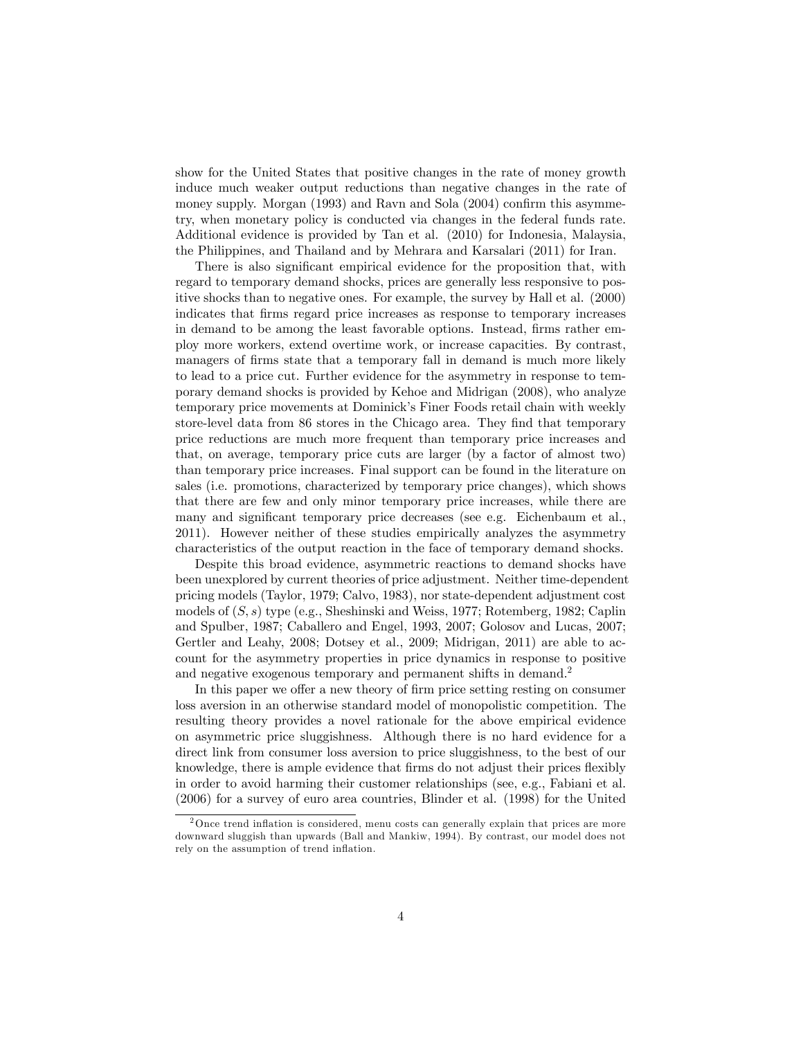show for the United States that positive changes in the rate of money growth induce much weaker output reductions than negative changes in the rate of money supply. Morgan (1993) and Ravn and Sola (2004) confirm this asymmetry, when monetary policy is conducted via changes in the federal funds rate. Additional evidence is provided by Tan et al. (2010) for Indonesia, Malaysia, the Philippines, and Thailand and by Mehrara and Karsalari (2011) for Iran.

There is also significant empirical evidence for the proposition that, with regard to temporary demand shocks, prices are generally less responsive to positive shocks than to negative ones. For example, the survey by Hall et al. (2000) indicates that firms regard price increases as response to temporary increases in demand to be among the least favorable options. Instead, firms rather employ more workers, extend overtime work, or increase capacities. By contrast, managers of firms state that a temporary fall in demand is much more likely to lead to a price cut. Further evidence for the asymmetry in response to temporary demand shocks is provided by Kehoe and Midrigan (2008), who analyze temporary price movements at Dominick's Finer Foods retail chain with weekly store-level data from 86 stores in the Chicago area. They find that temporary price reductions are much more frequent than temporary price increases and that, on average, temporary price cuts are larger (by a factor of almost two) than temporary price increases. Final support can be found in the literature on sales (i.e. promotions, characterized by temporary price changes), which shows that there are few and only minor temporary price increases, while there are many and significant temporary price decreases (see e.g. Eichenbaum et al., 2011). However neither of these studies empirically analyzes the asymmetry characteristics of the output reaction in the face of temporary demand shocks.

Despite this broad evidence, asymmetric reactions to demand shocks have been unexplored by current theories of price adjustment. Neither time-dependent pricing models (Taylor, 1979; Calvo, 1983), nor state-dependent adjustment cost models of $(S, s)$ type (e.g., Sheshinski and Weiss, 1977; Rotemberg, 1982; Caplin and Spulber, 1987; Caballero and Engel, 1993, 2007; Golosov and Lucas, 2007; Gertler and Leahy, 2008; Dotsey et al., 2009; Midrigan, 2011) are able to account for the asymmetry properties in price dynamics in response to positive and negative exogenous temporary and permanent shifts in demand.[2]

In this paper we offer a new theory of firm price setting resting on consumer loss aversion in an otherwise standard model of monopolistic competition. The resulting theory provides a novel rationale for the above empirical evidence on asymmetric price sluggishness. Although there is no hard evidence for a direct link from consumer loss aversion to price sluggishness, to the best of our knowledge, there is ample evidence that firms do not adjust their prices flexibly in order to avoid harming their customer relationships (see, e.g., Fabiani et al. (2006) for a survey of euro area countries, Blinder et al. (1998) for the United

[2] Once trend inflation is considered, menu costs can generally explain that prices are more downward sluggish than upwards (Ball and Mankiw, 1994). By contrast, our model does not rely on the assumption of trend inflation.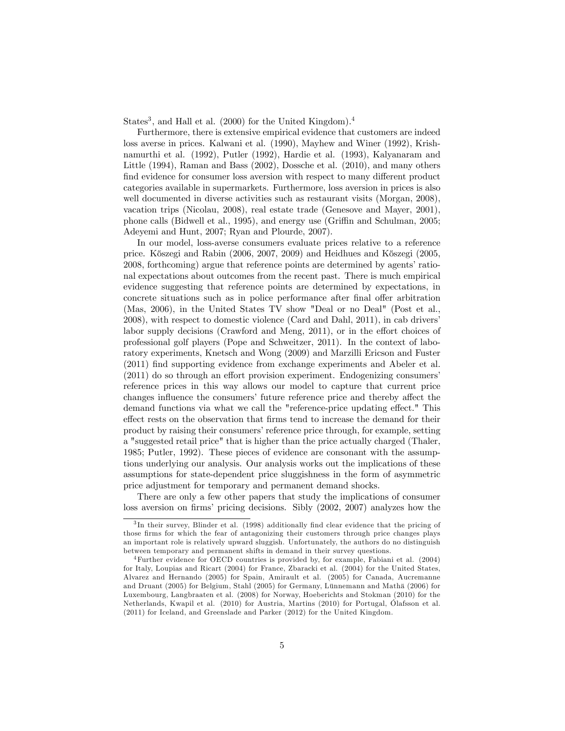States[3], and Hall et al. (2000) for the United Kingdom).[4]

Furthermore, there is extensive empirical evidence that customers are indeed loss averse in prices. Kalwani et al. (1990), Mayhew and Winer (1992), Krishnamurthi et al. (1992), Putler (1992), Hardie et al. (1993), Kalyanaram and Little (1994), Raman and Bass (2002), Dossche et al. (2010), and many others find evidence for consumer loss aversion with respect to many different product categories available in supermarkets. Furthermore, loss aversion in prices is also well documented in diverse activities such as restaurant visits (Morgan, 2008), vacation trips (Nicolau, 2008), real estate trade (Genesove and Mayer, 2001), phone calls (Bidwell et al., 1995), and energy use (Griffin and Schulman, 2005; Adeyemi and Hunt, 2007; Ryan and Plourde, 2007).

In our model, loss-averse consumers evaluate prices relative to a reference price. Kőszegi and Rabin (2006, 2007, 2009) and Heidhues and Kőszegi (2005, 2008, forthcoming) argue that reference points are determined by agents' rational expectations about outcomes from the recent past. There is much empirical evidence suggesting that reference points are determined by expectations, in concrete situations such as in police performance after final offer arbitration (Mas, 2006), in the United States TV show "Deal or no Deal" (Post et al., 2008), with respect to domestic violence (Card and Dahl, 2011), in cab drivers' labor supply decisions (Crawford and Meng, 2011), or in the effort choices of professional golf players (Pope and Schweitzer, 2011). In the context of laboratory experiments, Knetsch and Wong (2009) and Marzilli Ericson and Fuster (2011) find supporting evidence from exchange experiments and Abeler et al. (2011) do so through an effort provision experiment. Endogenizing consumers' reference prices in this way allows our model to capture that current price changes influence the consumers' future reference price and thereby affect the demand functions via what we call the "reference-price updating effect." This effect rests on the observation that firms tend to increase the demand for their product by raising their consumers' reference price through, for example, setting a "suggested retail price" that is higher than the price actually charged (Thaler, 1985; Putler, 1992). These pieces of evidence are consonant with the assumptions underlying our analysis. Our analysis works out the implications of these assumptions for state-dependent price sluggishness in the form of asymmetric price adjustment for temporary and permanent demand shocks.

There are only a few other papers that study the implications of consumer loss aversion on firms' pricing decisions. Sibly (2002, 2007) analyzes how the

---

[3] In their survey, Blinder et al. (1998) additionally find clear evidence that the pricing of those firms for which the fear of antagonizing their customers through price changes plays an important role is relatively upward sluggish. Unfortunately, the authors do no distinguish between temporary and permanent shifts in demand in their survey questions.

[4] Further evidence for OECD countries is provided by, for example, Fabiani et al. (2004) for Italy, Loupias and Ricart (2004) for France, Zbaracki et al. (2004) for the United States, Alvarez and Hernando (2005) for Spain, Amirault et al. (2005) for Canada, Aucremanne and Druant (2005) for Belgium, Stahl (2005) for Germany, Lünnemann and Mathä (2006) for Luxembourg, Langbraaten et al. (2008) for Norway, Hoeberichts and Stokman (2010) for the Netherlands, Kwapil et al. (2010) for Austria, Martins (2010) for Portugal, Ólafsson et al. (2011) for Iceland, and Greenslade and Parker (2012) for the United Kingdom.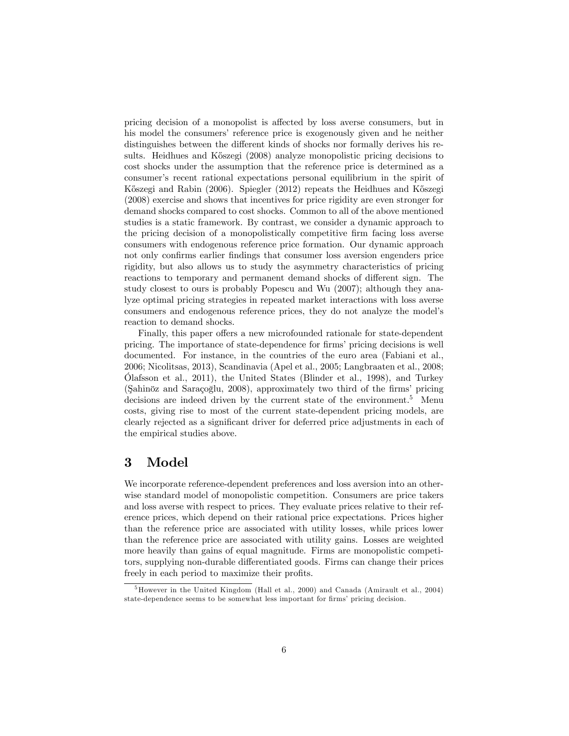pricing decision of a monopolist is affected by loss averse consumers, but in his model the consumers' reference price is exogenously given and he neither distinguishes between the different kinds of shocks nor formally derives his results. Heidhues and Kőszegi (2008) analyze monopolistic pricing decisions to cost shocks under the assumption that the reference price is determined as a consumer's recent rational expectations personal equilibrium in the spirit of Kőszegi and Rabin (2006). Spiegler (2012) repeats the Heidhues and Kőszegi (2008) exercise and shows that incentives for price rigidity are even stronger for demand shocks compared to cost shocks. Common to all of the above mentioned studies is a static framework. By contrast, we consider a dynamic approach to the pricing decision of a monopolistically competitive firm facing loss averse consumers with endogenous reference price formation. Our dynamic approach not only confirms earlier findings that consumer loss aversion engenders price rigidity, but also allows us to study the asymmetry characteristics of pricing reactions to temporary and permanent demand shocks of different sign. The study closest to ours is probably Popescu and Wu (2007); although they analyze optimal pricing strategies in repeated market interactions with loss averse consumers and endogenous reference prices, they do not analyze the model's reaction to demand shocks.

Finally, this paper offers a new microfounded rationale for state-dependent pricing. The importance of state-dependence for firms' pricing decisions is well documented. For instance, in the countries of the euro area (Fabiani et al., 2006; Nicolitsas, 2013), Scandinavia (Apel et al., 2005; Langbraaten et al., 2008; Ólafsson et al., 2011), the United States (Blinder et al., 1998), and Turkey (Şahinöz and Saraçoğlu, 2008), approximately two third of the firms' pricing decisions are indeed driven by the current state of the environment.[5] Menu costs, giving rise to most of the current state-dependent pricing models, are clearly rejected as a significant driver for deferred price adjustments in each of the empirical studies above.

# 3 Model

We incorporate reference-dependent preferences and loss aversion into an otherwise standard model of monopolistic competition. Consumers are price takers and loss averse with respect to prices. They evaluate prices relative to their reference prices, which depend on their rational price expectations. Prices higher than the reference price are associated with utility losses, while prices lower than the reference price are associated with utility gains. Losses are weighted more heavily than gains of equal magnitude. Firms are monopolistic competitors, supplying non-durable differentiated goods. Firms can change their prices freely in each period to maximize their profits.

[5] However in the United Kingdom (Hall et al., 2000) and Canada (Amirault et al., 2004) state-dependence seems to be somewhat less important for firms' pricing decision.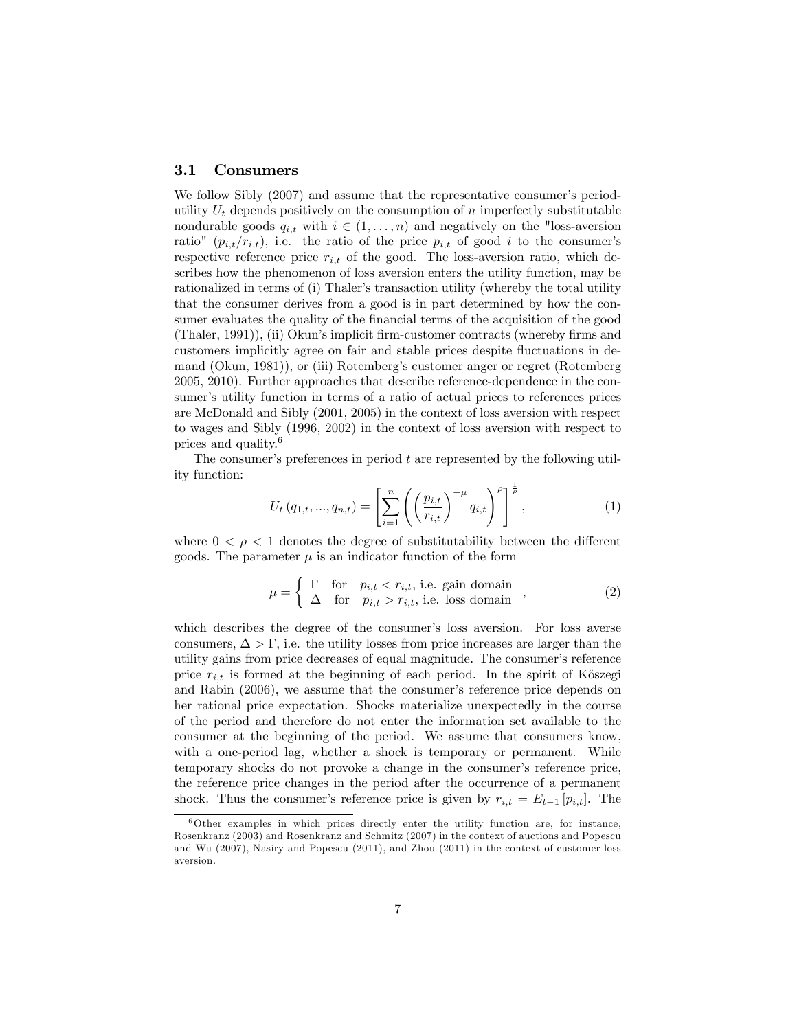### 3.1 Consumers

We follow Sibly (2007) and assume that the representative consumer's period-utility $U_t$ depends positively on the consumption of $n$ imperfectly substitutable nondurable goods $q_{i,t}$ with $i \in (1, \ldots, n)$ and negatively on the "loss-aversion ratio" $(p_{i,t}/r_{i,t})$, i.e. the ratio of the price $p_{i,t}$ of good $i$ to the consumer's respective reference price $r_{i,t}$ of the good. The loss-aversion ratio, which describes how the phenomenon of loss aversion enters the utility function, may be rationalized in terms of (i) Thaler's transaction utility (whereby the total utility that the consumer derives from a good is in part determined by how the consumer evaluates the quality of the financial terms of the acquisition of the good (Thaler, 1991)), (ii) Okun's implicit firm-customer contracts (whereby firms and customers implicitly agree on fair and stable prices despite fluctuations in demand (Okun, 1981)), or (iii) Rotemberg's customer anger or regret (Rotemberg 2005, 2010). Further approaches that describe reference-dependence in the consumer's utility function in terms of a ratio of actual prices to references prices are McDonald and Sibly (2001, 2005) in the context of loss aversion with respect to wages and Sibly (1996, 2002) in the context of loss aversion with respect to prices and quality.[6]

The consumer's preferences in period $t$ are represented by the following utility function:

$$U_t\left(q_{1,t}, ..., q_{n,t}\right) = \left[\sum_{i=1}^{n}\left(\left(\frac{p_{i,t}}{r_{i,t}}\right)^{-\mu} q_{i,t}\right)^{\rho}\right]^{\frac{1}{\rho}}, \tag{1}$$

where $0 < \rho < 1$ denotes the degree of substitutability between the different goods. The parameter $\mu$ is an indicator function of the form

$$\mu = \begin{cases} \Gamma & \text{for} \quad p_{i,t} < r_{i,t}, \text{ i.e. gain domain} \\ \Delta & \text{for} \quad p_{i,t} > r_{i,t}, \text{ i.e. loss domain} \end{cases}, \tag{2}$$

which describes the degree of the consumer's loss aversion. For loss averse consumers, $\Delta > \Gamma$, i.e. the utility losses from price increases are larger than the utility gains from price decreases of equal magnitude. The consumer's reference price $r_{i,t}$ is formed at the beginning of each period. In the spirit of Kőszegi and Rabin (2006), we assume that the consumer's reference price depends on her rational price expectation. Shocks materialize unexpectedly in the course of the period and therefore do not enter the information set available to the consumer at the beginning of the period. We assume that consumers know, with a one-period lag, whether a shock is temporary or permanent. While temporary shocks do not provoke a change in the consumer's reference price, the reference price changes in the period after the occurrence of a permanent shock. Thus the consumer's reference price is given by $r_{i,t} = E_{t-1}\left[p_{i,t}\right]$. The

[6] Other examples in which prices directly enter the utility function are, for instance, Rosenkranz (2003) and Rosenkranz and Schmitz (2007) in the context of auctions and Popescu and Wu (2007), Nasiry and Popescu (2011), and Zhou (2011) in the context of customer loss aversion.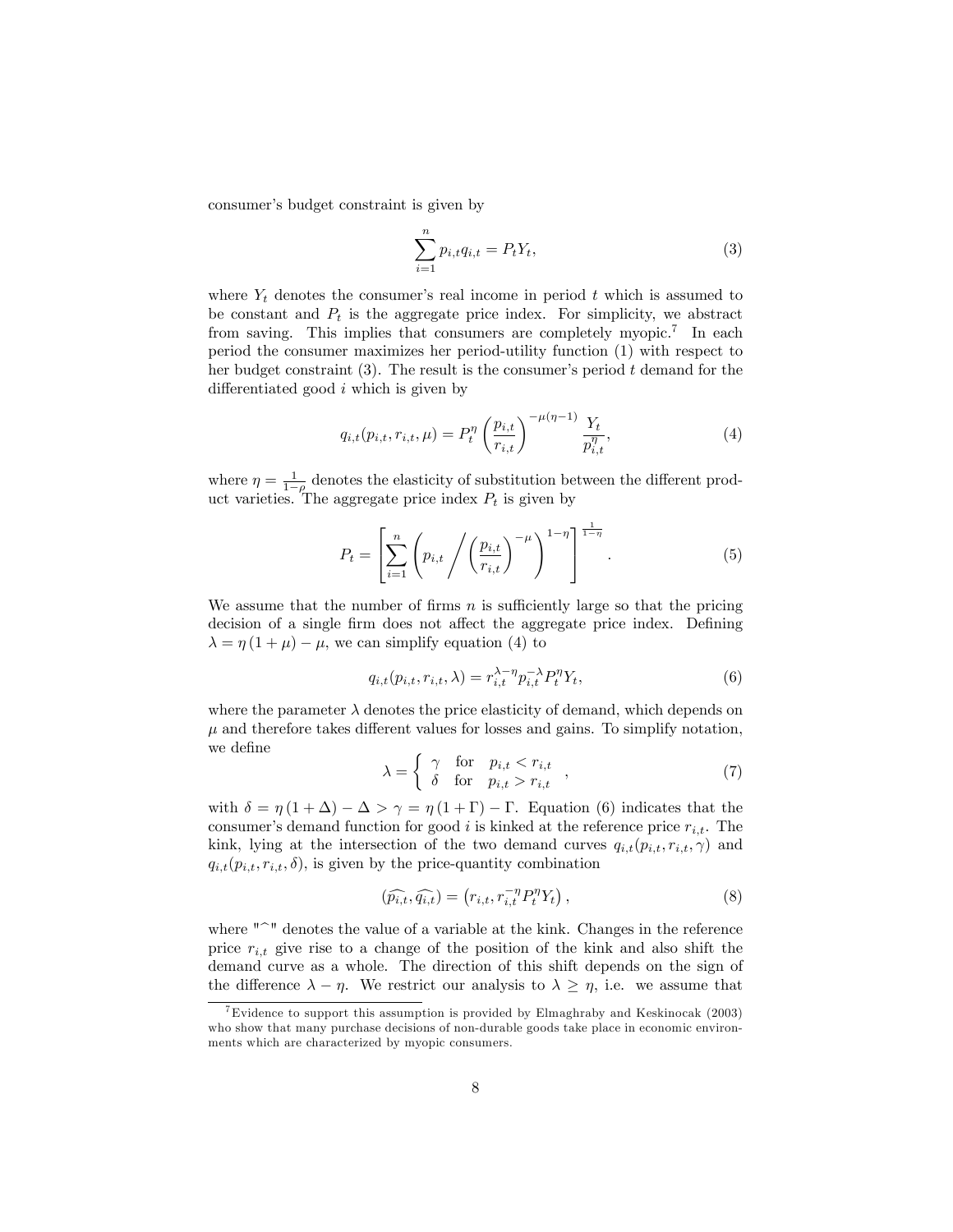consumer's budget constraint is given by

$$\sum_{i=1}^{n} p_{i,t} q_{i,t} = P_t Y_t, \tag{3}$$

where $Y_t$ denotes the consumer's real income in period $t$ which is assumed to be constant and $P_t$ is the aggregate price index. For simplicity, we abstract from saving. This implies that consumers are completely myopic.[7] In each period the consumer maximizes her period-utility function (1) with respect to her budget constraint (3). The result is the consumer's period $t$ demand for the differentiated good $i$ which is given by

$$q_{i,t}(p_{i,t}, r_{i,t}, \mu) = P_t^{\eta} \left( \frac{p_{i,t}}{r_{i,t}} \right)^{-\mu(\eta-1)} \frac{Y_t}{p_{i,t}^{\eta}}, \tag{4}$$

where $\eta = \frac{1}{1-\rho}$ denotes the elasticity of substitution between the different product varieties. The aggregate price index $P_t$ is given by

$$P_t = \left[ \sum_{i=1}^{n} \left( p_{i,t} \Bigg/ \left( \frac{p_{i,t}}{r_{i,t}} \right)^{-\mu} \right)^{1-\eta} \right]^{\frac{1}{1-\eta}}. \tag{5}$$

We assume that the number of firms $n$ is sufficiently large so that the pricing decision of a single firm does not affect the aggregate price index. Defining $\lambda = \eta(1+\mu) - \mu$, we can simplify equation (4) to

$$q_{i,t}(p_{i,t}, r_{i,t}, \lambda) = r_{i,t}^{\lambda-\eta} p_{i,t}^{-\lambda} P_t^{\eta} Y_t, \tag{6}$$

where the parameter $\lambda$ denotes the price elasticity of demand, which depends on $\mu$ and therefore takes different values for losses and gains. To simplify notation, we define

$$\lambda = \begin{cases} \gamma & \text{for} \quad p_{i,t} < r_{i,t} \\ \delta & \text{for} \quad p_{i,t} > r_{i,t} \end{cases}, \tag{7}$$

with $\delta = \eta(1+\Delta) - \Delta > \gamma = \eta(1+\Gamma) - \Gamma$. Equation (6) indicates that the consumer's demand function for good $i$ is kinked at the reference price $r_{i,t}$. The kink, lying at the intersection of the two demand curves $q_{i,t}(p_{i,t}, r_{i,t}, \gamma)$ and $q_{i,t}(p_{i,t}, r_{i,t}, \delta)$, is given by the price-quantity combination

$$(\widehat{p_{i,t}}, \widehat{q_{i,t}}) = \left( r_{i,t}, r_{i,t}^{-\eta} P_t^{\eta} Y_t \right), \tag{8}$$

where "$\widehat{\ }$" denotes the value of a variable at the kink. Changes in the reference price $r_{i,t}$ give rise to a change of the position of the kink and also shift the demand curve as a whole. The direction of this shift depends on the sign of the difference $\lambda - \eta$. We restrict our analysis to $\lambda \geq \eta$, i.e. we assume that

[7] Evidence to support this assumption is provided by Elmaghraby and Keskinocak (2003) who show that many purchase decisions of non-durable goods take place in economic environments which are characterized by myopic consumers.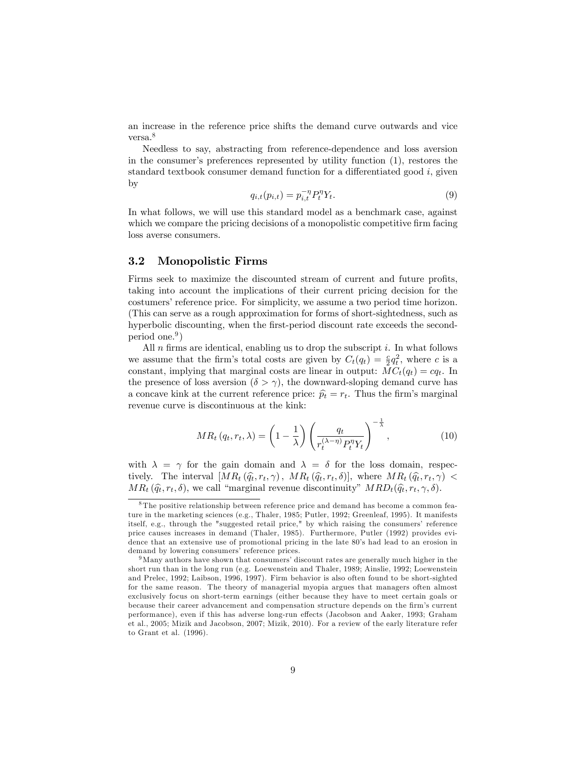an increase in the reference price shifts the demand curve outwards and vice versa.[8]

Needless to say, abstracting from reference-dependence and loss aversion in the consumer's preferences represented by utility function (1), restores the standard textbook consumer demand function for a differentiated good $i$, given by

$$q_{i,t}(p_{i,t}) = p_{i,t}^{-\eta} P_t^{\eta} Y_t. \tag{9}$$

In what follows, we will use this standard model as a benchmark case, against which we compare the pricing decisions of a monopolistic competitive firm facing loss averse consumers.

### 3.2 Monopolistic Firms

Firms seek to maximize the discounted stream of current and future profits, taking into account the implications of their current pricing decision for the costumers' reference price. For simplicity, we assume a two period time horizon. (This can serve as a rough approximation for forms of short-sightedness, such as hyperbolic discounting, when the first-period discount rate exceeds the second-period one.[9])

All $n$ firms are identical, enabling us to drop the subscript $i$. In what follows we assume that the firm's total costs are given by $C_t(q_t) = \frac{c}{2}q_t^2$, where $c$ is a constant, implying that marginal costs are linear in output: $MC_t(q_t) = cq_t$. In the presence of loss aversion ($\delta > \gamma$), the downward-sloping demand curve has a concave kink at the current reference price: $\widehat{p}_t = r_t$. Thus the firm's marginal revenue curve is discontinuous at the kink:

$$MR_t\left(q_t, r_t, \lambda\right) = \left(1 - \frac{1}{\lambda}\right)\left(\frac{q_t}{r_t^{(\lambda-\eta)} P_t^{\eta} Y_t}\right)^{-\frac{1}{\lambda}}, \tag{10}$$

with $\lambda = \gamma$ for the gain domain and $\lambda = \delta$ for the loss domain, respectively. The interval $[MR_t\left(\widehat{q}_t, r_t, \gamma\right),\ MR_t\left(\widehat{q}_t, r_t, \delta\right)]$, where $MR_t\left(\widehat{q}_t, r_t, \gamma\right) < MR_t\left(\widehat{q}_t, r_t, \delta\right)$, we call "marginal revenue discontinuity" $MRD_t(\widehat{q}_t, r_t, \gamma, \delta)$.

---

[8] The positive relationship between reference price and demand has become a common feature in the marketing sciences (e.g., Thaler, 1985; Putler, 1992; Greenleaf, 1995). It manifests itself, e.g., through the "suggested retail price," by which raising the consumers' reference price causes increases in demand (Thaler, 1985). Furthermore, Putler (1992) provides evidence that an extensive use of promotional pricing in the late 80's had lead to an erosion in demand by lowering consumers' reference prices.

[9] Many authors have shown that consumers' discount rates are generally much higher in the short run than in the long run (e.g. Loewenstein and Thaler, 1989; Ainslie, 1992; Loewenstein and Prelec, 1992; Laibson, 1996, 1997). Firm behavior is also often found to be short-sighted for the same reason. The theory of managerial myopia argues that managers often almost exclusively focus on short-term earnings (either because they have to meet certain goals or because their career advancement and compensation structure depends on the firm's current performance), even if this has adverse long-run effects (Jacobson and Aaker, 1993; Graham et al., 2005; Mizik and Jacobson, 2007; Mizik, 2010). For a review of the early literature refer to Grant et al. (1996).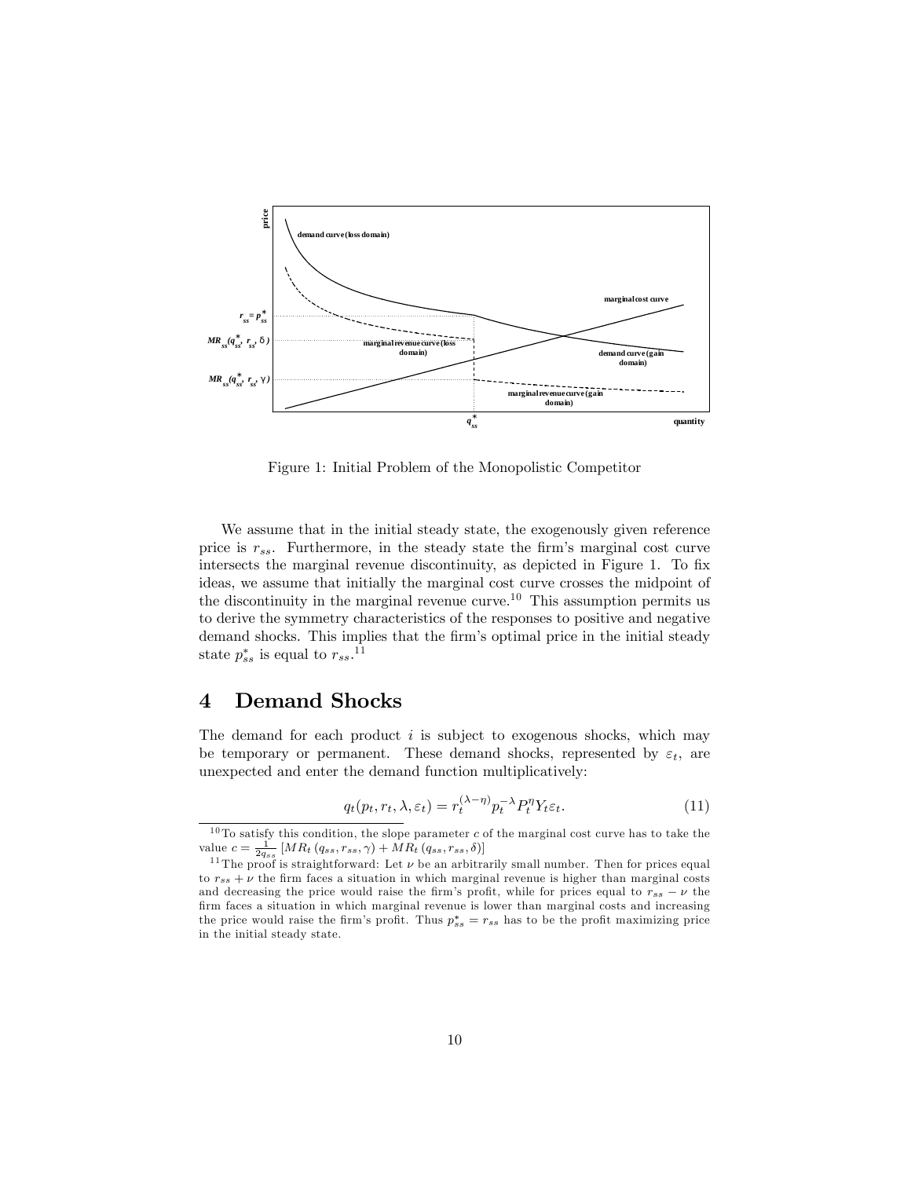Figure 1: Initial Problem of the Monopolistic Competitor

We assume that in the initial steady state, the exogenously given reference price is $r_{ss}$. Furthermore, in the steady state the firm's marginal cost curve intersects the marginal revenue discontinuity, as depicted in Figure 1. To fix ideas, we assume that initially the marginal cost curve crosses the midpoint of the discontinuity in the marginal revenue curve.[10] This assumption permits us to derive the symmetry characteristics of the responses to positive and negative demand shocks. This implies that the firm's optimal price in the initial steady state $p^*_{ss}$ is equal to $r_{ss}$.[11]

## 4 Demand Shocks

The demand for each product $i$ is subject to exogenous shocks, which may be temporary or permanent. These demand shocks, represented by $\varepsilon_t$, are unexpected and enter the demand function multiplicatively:

$$q_t(p_t, r_t, \lambda, \varepsilon_t) = r_t^{(\lambda-\eta)} p_t^{-\lambda} P_t^{\eta} Y_t \varepsilon_t. \tag{11}$$

[10] To satisfy this condition, the slope parameter $c$ of the marginal cost curve has to take the value $c = \frac{1}{2q_{ss}} \left[ MR_t\left(q_{ss}, r_{ss}, \gamma\right) + MR_t\left(q_{ss}, r_{ss}, \delta\right) \right]$

[11] The proof is straightforward: Let $\nu$ be an arbitrarily small number. Then for prices equal to $r_{ss} + \nu$ the firm faces a situation in which marginal revenue is higher than marginal costs and decreasing the price would raise the firm's profit, while for prices equal to $r_{ss} - \nu$ the firm faces a situation in which marginal revenue is lower than marginal costs and increasing the price would raise the firm's profit. Thus $p^*_{ss} = r_{ss}$ has to be the profit maximizing price in the initial steady state.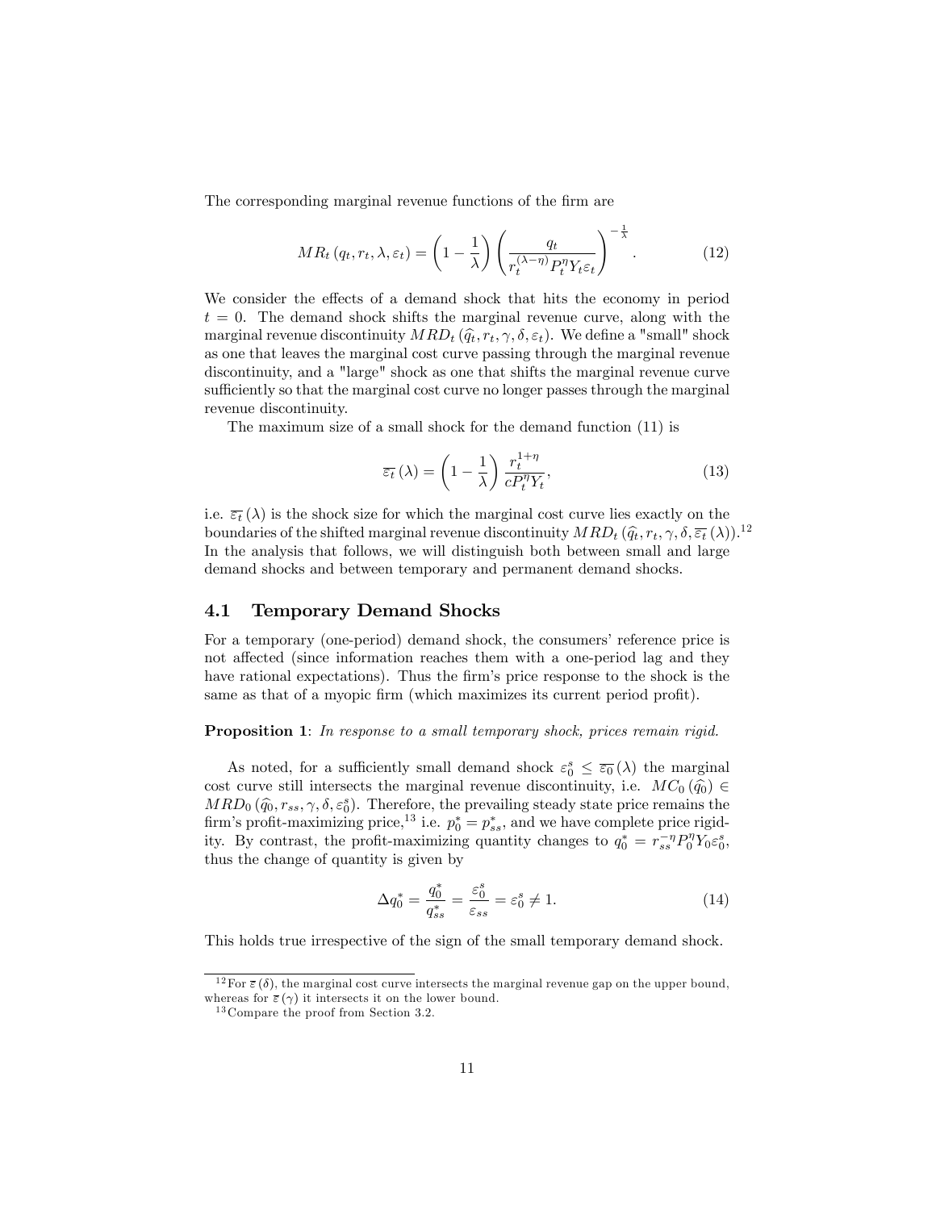The corresponding marginal revenue functions of the firm are

$$MR_t\left(q_t, r_t, \lambda, \varepsilon_t\right) = \left(1 - \frac{1}{\lambda}\right)\left(\frac{q_t}{r_t^{(\lambda-\eta)} P_t^{\eta} Y_t \varepsilon_t}\right)^{-\frac{1}{\lambda}}. \tag{12}$$

We consider the effects of a demand shock that hits the economy in period $t = 0$. The demand shock shifts the marginal revenue curve, along with the marginal revenue discontinuity $MRD_t\left(\widehat{q}_t, r_t, \gamma, \delta, \varepsilon_t\right)$. We define a "small" shock as one that leaves the marginal cost curve passing through the marginal revenue discontinuity, and a "large" shock as one that shifts the marginal revenue curve sufficiently so that the marginal cost curve no longer passes through the marginal revenue discontinuity.

The maximum size of a small shock for the demand function (11) is

$$\overline{\varepsilon_t}\left(\lambda\right) = \left(1 - \frac{1}{\lambda}\right)\frac{r_t^{1+\eta}}{cP_t^{\eta} Y_t}, \tag{13}$$

i.e. $\overline{\varepsilon_t}\left(\lambda\right)$ is the shock size for which the marginal cost curve lies exactly on the boundaries of the shifted marginal revenue discontinuity $MRD_t\left(\widehat{q}_t, r_t, \gamma, \delta, \overline{\varepsilon_t}\left(\lambda\right)\right)$.[12] In the analysis that follows, we will distinguish both between small and large demand shocks and between temporary and permanent demand shocks.

## 4.1 Temporary Demand Shocks

For a temporary (one-period) demand shock, the consumers' reference price is not affected (since information reaches them with a one-period lag and they have rational expectations). Thus the firm's price response to the shock is the same as that of a myopic firm (which maximizes its current period profit).

**Proposition 1**: *In response to a small temporary shock, prices remain rigid.*

As noted, for a sufficiently small demand shock $\varepsilon_0^s \leq \overline{\varepsilon_0}\left(\lambda\right)$ the marginal cost curve still intersects the marginal revenue discontinuity, i.e. $MC_0\left(\widehat{q}_0\right) \in MRD_0\left(\widehat{q}_0, r_{ss}, \gamma, \delta, \varepsilon_0^s\right)$. Therefore, the prevailing steady state price remains the firm's profit-maximizing price,[13] i.e. $p_0^* = p_{ss}^*$, and we have complete price rigidity. By contrast, the profit-maximizing quantity changes to $q_0^* = r_{ss}^{-\eta} P_0^{\eta} Y_0 \varepsilon_0^s$, thus the change of quantity is given by

$$\Delta q_0^* = \frac{q_0^*}{q_{ss}^*} = \frac{\varepsilon_0^s}{\varepsilon_{ss}} = \varepsilon_0^s \neq 1. \tag{14}$$

This holds true irrespective of the sign of the small temporary demand shock.

[12] For $\overline{\varepsilon}\left(\delta\right)$, the marginal cost curve intersects the marginal revenue gap on the upper bound, whereas for $\overline{\varepsilon}\left(\gamma\right)$ it intersects it on the lower bound.

[13] Compare the proof from Section 3.2.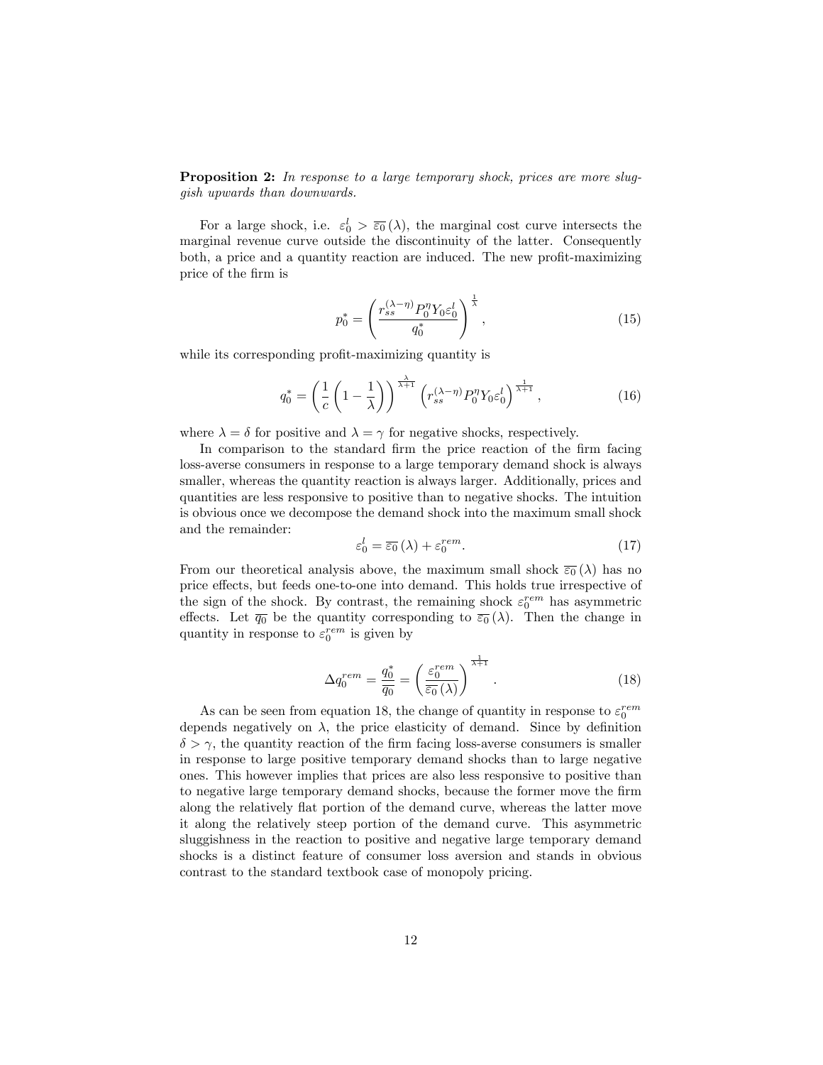**Proposition 2:** *In response to a large temporary shock, prices are more sluggish upwards than downwards.*

For a large shock, i.e. $\varepsilon_0^l > \overline{\varepsilon_0}(\lambda)$, the marginal cost curve intersects the marginal revenue curve outside the discontinuity of the latter. Consequently both, a price and a quantity reaction are induced. The new profit-maximizing price of the firm is

$$p_0^* = \left( \frac{r_{ss}^{(\lambda-\eta)} P_0^\eta Y_0 \varepsilon_0^l}{q_0^*} \right)^{\frac{1}{\lambda}}, \tag{15}$$

while its corresponding profit-maximizing quantity is

$$q_0^* = \left( \frac{1}{c} \left( 1 - \frac{1}{\lambda} \right) \right)^{\frac{\lambda}{\lambda+1}} \left( r_{ss}^{(\lambda-\eta)} P_0^\eta Y_0 \varepsilon_0^l \right)^{\frac{1}{\lambda+1}}, \tag{16}$$

where $\lambda = \delta$ for positive and $\lambda = \gamma$ for negative shocks, respectively.

In comparison to the standard firm the price reaction of the firm facing loss-averse consumers in response to a large temporary demand shock is always smaller, whereas the quantity reaction is always larger. Additionally, prices and quantities are less responsive to positive than to negative shocks. The intuition is obvious once we decompose the demand shock into the maximum small shock and the remainder:

$$\varepsilon_0^l = \overline{\varepsilon_0}(\lambda) + \varepsilon_0^{rem}. \tag{17}$$

From our theoretical analysis above, the maximum small shock $\overline{\varepsilon_0}(\lambda)$ has no price effects, but feeds one-to-one into demand. This holds true irrespective of the sign of the shock. By contrast, the remaining shock $\varepsilon_0^{rem}$ has asymmetric effects. Let $\overline{q_0}$ be the quantity corresponding to $\overline{\varepsilon_0}(\lambda)$. Then the change in quantity in response to $\varepsilon_0^{rem}$ is given by

$$\Delta q_0^{rem} = \frac{q_0^*}{\overline{q_0}} = \left( \frac{\varepsilon_0^{rem}}{\overline{\varepsilon_0}(\lambda)} \right)^{\frac{1}{\lambda+1}}. \tag{18}$$

As can be seen from equation 18, the change of quantity in response to $\varepsilon_0^{rem}$ depends negatively on $\lambda$, the price elasticity of demand. Since by definition $\delta > \gamma$, the quantity reaction of the firm facing loss-averse consumers is smaller in response to large positive temporary demand shocks than to large negative ones. This however implies that prices are also less responsive to positive than to negative large temporary demand shocks, because the former move the firm along the relatively flat portion of the demand curve, whereas the latter move it along the relatively steep portion of the demand curve. This asymmetric sluggishness in the reaction to positive and negative large temporary demand shocks is a distinct feature of consumer loss aversion and stands in obvious contrast to the standard textbook case of monopoly pricing.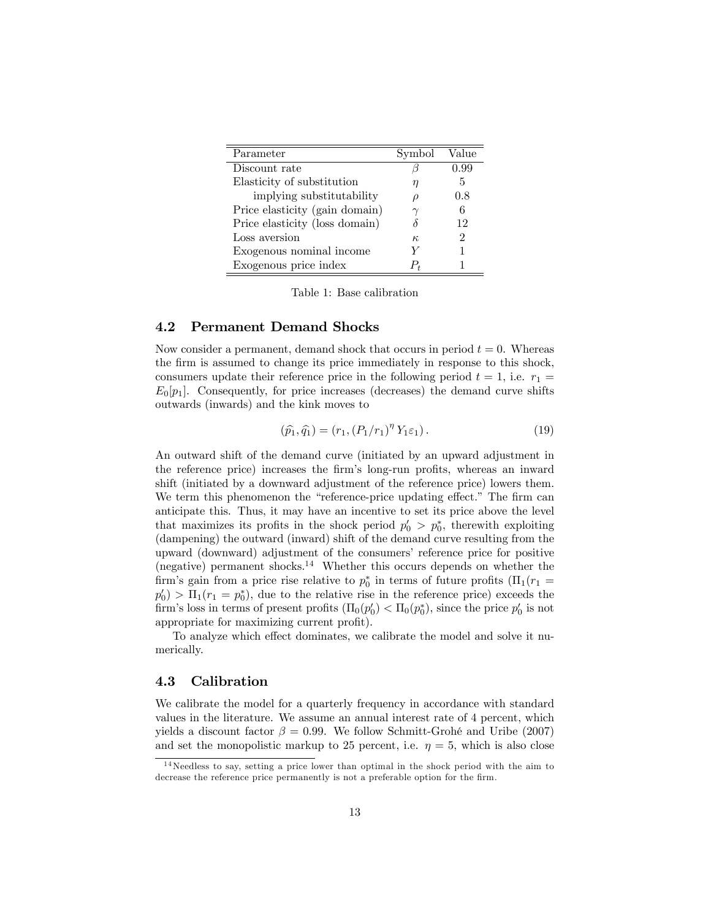| Parameter | Symbol | Value |
|---|---|---|
| Discount rate | $\beta$ | 0.99 |
| Elasticity of substitution | $\eta$ | 5 |
| implying substitutability | $\rho$ | 0.8 |
| Price elasticity (gain domain) | $\gamma$ | 6 |
| Price elasticity (loss domain) | $\delta$ | 12 |
| Loss aversion | $\kappa$ | 2 |
| Exogenous nominal income | $Y$ | 1 |
| Exogenous price index | $P_t$ | 1 |

Table 1: Base calibration

## 4.2 Permanent Demand Shocks

Now consider a permanent, demand shock that occurs in period $t = 0$. Whereas the firm is assumed to change its price immediately in response to this shock, consumers update their reference price in the following period $t = 1$, i.e. $r_1 = E_0[p_1]$. Consequently, for price increases (decreases) the demand curve shifts outwards (inwards) and the kink moves to

$$(\widehat{p_1}, \widehat{q_1}) = \left(r_1, \left(P_1/r_1\right)^{\eta} Y_1 \varepsilon_1\right). \tag{19}$$

An outward shift of the demand curve (initiated by an upward adjustment in the reference price) increases the firm's long-run profits, whereas an inward shift (initiated by a downward adjustment of the reference price) lowers them. We term this phenomenon the "reference-price updating effect." The firm can anticipate this. Thus, it may have an incentive to set its price above the level that maximizes its profits in the shock period $p_0' > p_0^*$, therewith exploiting (dampening) the outward (inward) shift of the demand curve resulting from the upward (downward) adjustment of the consumers' reference price for positive (negative) permanent shocks.[14] Whether this occurs depends on whether the firm's gain from a price rise relative to $p_0^*$ in terms of future profits ($\Pi_1(r_1 = p_0') > \Pi_1(r_1 = p_0^*)$, due to the relative rise in the reference price) exceeds the firm's loss in terms of present profits ($\Pi_0(p_0') < \Pi_0(p_0^*)$, since the price $p_0'$ is not appropriate for maximizing current profit).

To analyze which effect dominates, we calibrate the model and solve it numerically.

## 4.3 Calibration

We calibrate the model for a quarterly frequency in accordance with standard values in the literature. We assume an annual interest rate of 4 percent, which yields a discount factor $\beta = 0.99$. We follow Schmitt-Grohé and Uribe (2007) and set the monopolistic markup to 25 percent, i.e. $\eta = 5$, which is also close

[14] Needless to say, setting a price lower than optimal in the shock period with the aim to decrease the reference price permanently is not a preferable option for the firm.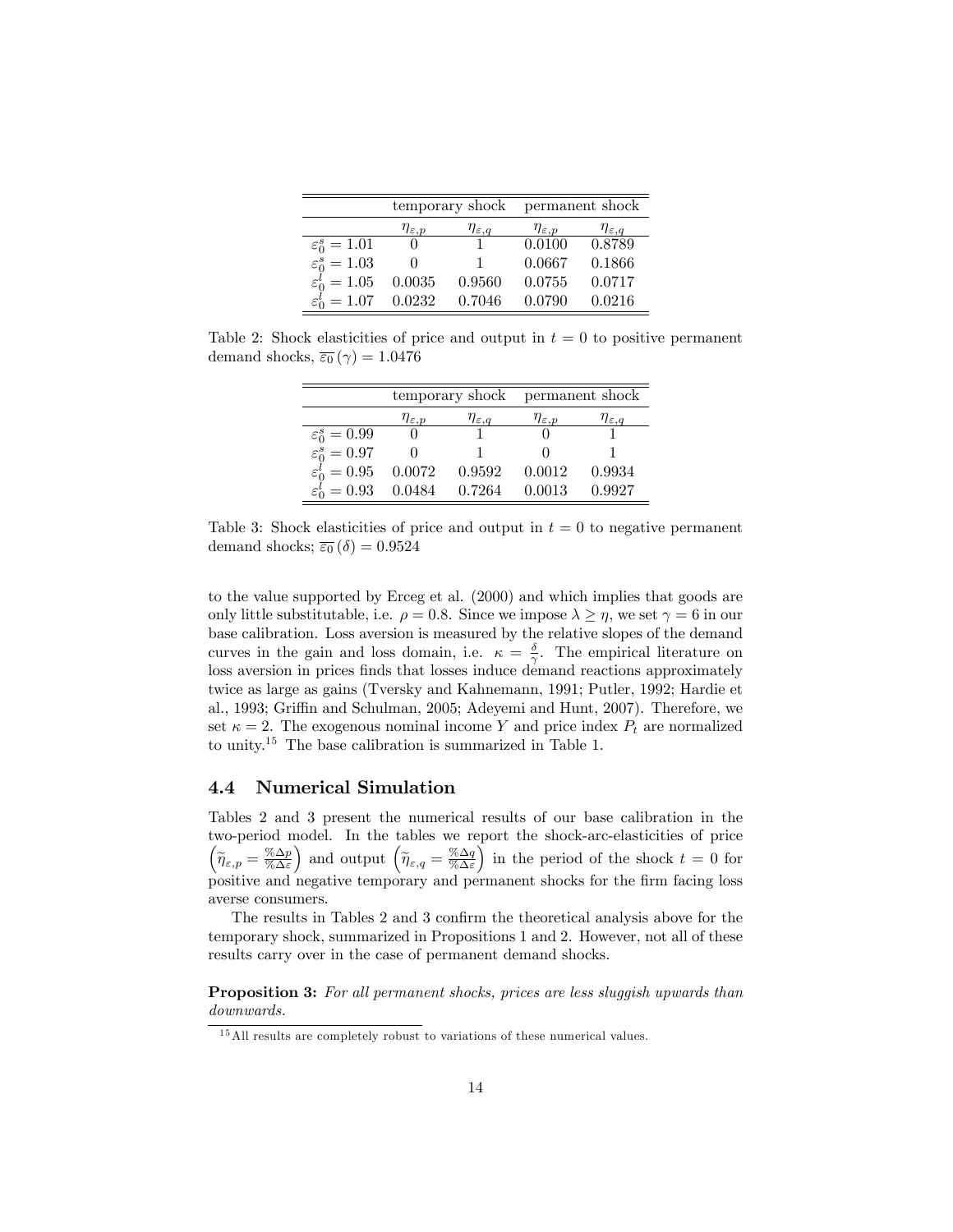| | temporary shock | | permanent shock | |
|---|---|---|---|---|
| | $\eta_{\varepsilon,p}$ | $\eta_{\varepsilon,q}$ | $\eta_{\varepsilon,p}$ | $\eta_{\varepsilon,q}$ |
| $\varepsilon_0^s = 1.01$ | 0 | 1 | 0.0100 | 0.8789 |
| $\varepsilon_0^s = 1.03$ | 0 | 1 | 0.0667 | 0.1866 |
| $\varepsilon_0^l = 1.05$ | 0.0035 | 0.9560 | 0.0755 | 0.0717 |
| $\varepsilon_0^l = 1.07$ | 0.0232 | 0.7046 | 0.0790 | 0.0216 |

Table 2: Shock elasticities of price and output in $t = 0$ to positive permanent demand shocks, $\overline{\varepsilon_0}(\gamma) = 1.0476$

| | temporary shock | | permanent shock | |
|---|---|---|---|---|
| | $\eta_{\varepsilon,p}$ | $\eta_{\varepsilon,q}$ | $\eta_{\varepsilon,p}$ | $\eta_{\varepsilon,q}$ |
| $\varepsilon_0^s = 0.99$ | 0 | 1 | 0 | 1 |
| $\varepsilon_0^s = 0.97$ | 0 | 1 | 0 | 1 |
| $\varepsilon_0^l = 0.95$ | 0.0072 | 0.9592 | 0.0012 | 0.9934 |
| $\varepsilon_0^l = 0.93$ | 0.0484 | 0.7264 | 0.0013 | 0.9927 |

Table 3: Shock elasticities of price and output in $t = 0$ to negative permanent demand shocks; $\overline{\varepsilon_0}(\delta) = 0.9524$

to the value supported by Erceg et al. (2000) and which implies that goods are only little substitutable, i.e. $\rho = 0.8$. Since we impose $\lambda \geq \eta$, we set $\gamma = 6$ in our base calibration. Loss aversion is measured by the relative slopes of the demand curves in the gain and loss domain, i.e. $\kappa = \frac{\delta}{\gamma}$. The empirical literature on loss aversion in prices finds that losses induce demand reactions approximately twice as large as gains (Tversky and Kahnemann, 1991; Putler, 1992; Hardie et al., 1993; Griffin and Schulman, 2005; Adeyemi and Hunt, 2007). Therefore, we set $\kappa = 2$. The exogenous nominal income $Y$ and price index $P_t$ are normalized to unity.[15] The base calibration is summarized in Table 1.

## 4.4 Numerical Simulation

Tables 2 and 3 present the numerical results of our base calibration in the two-period model. In the tables we report the shock-arc-elasticities of price $\left(\widetilde{\eta}_{\varepsilon,p} = \frac{\%\Delta p}{\%\Delta \varepsilon}\right)$ and output $\left(\widetilde{\eta}_{\varepsilon,q} = \frac{\%\Delta q}{\%\Delta \varepsilon}\right)$ in the period of the shock $t = 0$ for positive and negative temporary and permanent shocks for the firm facing loss averse consumers.

The results in Tables 2 and 3 confirm the theoretical analysis above for the temporary shock, summarized in Propositions 1 and 2. However, not all of these results carry over in the case of permanent demand shocks.

**Proposition 3:** *For all permanent shocks, prices are less sluggish upwards than downwards.*

[15] All results are completely robust to variations of these numerical values.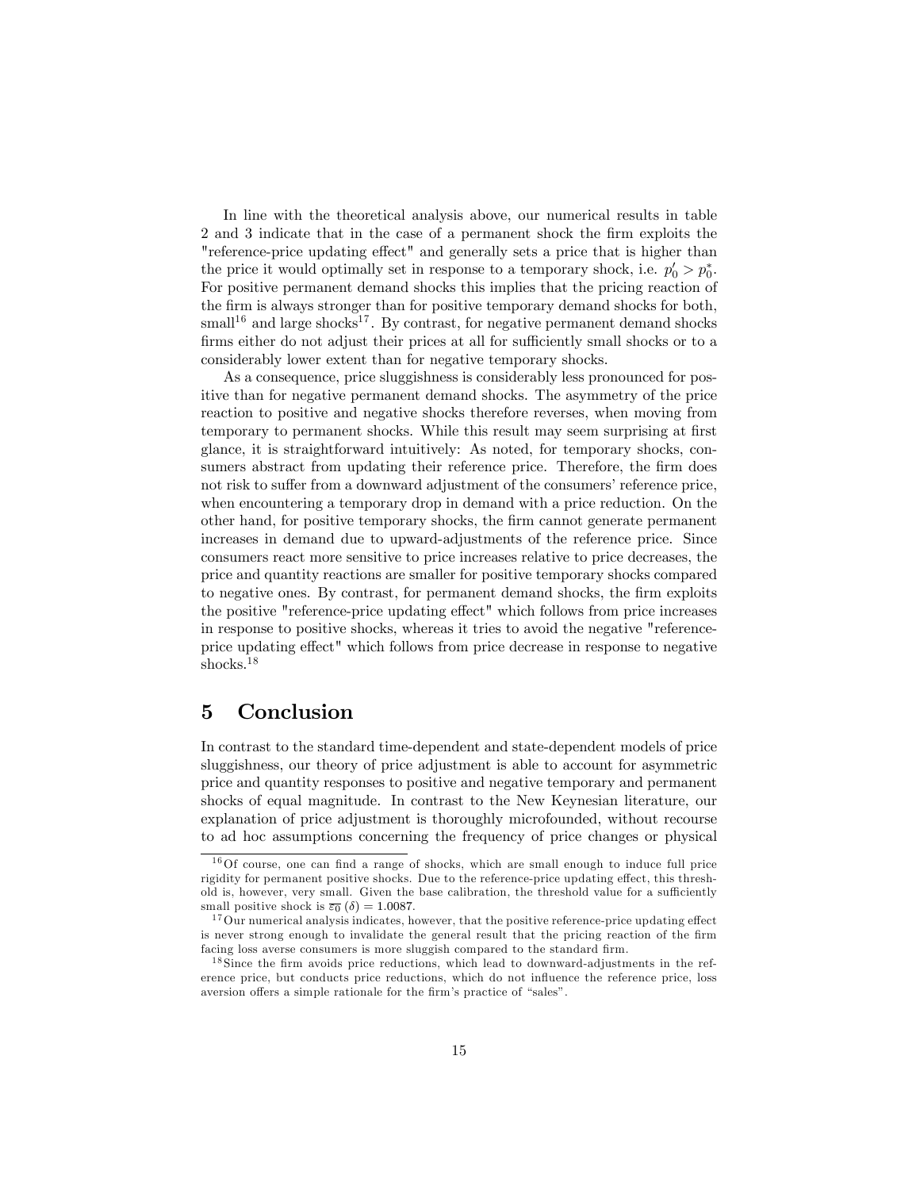In line with the theoretical analysis above, our numerical results in table 2 and 3 indicate that in the case of a permanent shock the firm exploits the "reference-price updating effect" and generally sets a price that is higher than the price it would optimally set in response to a temporary shock, i.e. $p_0' > p_0^*$. For positive permanent demand shocks this implies that the pricing reaction of the firm is always stronger than for positive temporary demand shocks for both, small[16] and large shocks[17]. By contrast, for negative permanent demand shocks firms either do not adjust their prices at all for sufficiently small shocks or to a considerably lower extent than for negative temporary shocks.

As a consequence, price sluggishness is considerably less pronounced for positive than for negative permanent demand shocks. The asymmetry of the price reaction to positive and negative shocks therefore reverses, when moving from temporary to permanent shocks. While this result may seem surprising at first glance, it is straightforward intuitively: As noted, for temporary shocks, consumers abstract from updating their reference price. Therefore, the firm does not risk to suffer from a downward adjustment of the consumers' reference price, when encountering a temporary drop in demand with a price reduction. On the other hand, for positive temporary shocks, the firm cannot generate permanent increases in demand due to upward-adjustments of the reference price. Since consumers react more sensitive to price increases relative to price decreases, the price and quantity reactions are smaller for positive temporary shocks compared to negative ones. By contrast, for permanent demand shocks, the firm exploits the positive "reference-price updating effect" which follows from price increases in response to positive shocks, whereas it tries to avoid the negative "reference-price updating effect" which follows from price decrease in response to negative shocks.[18]

# 5 Conclusion

In contrast to the standard time-dependent and state-dependent models of price sluggishness, our theory of price adjustment is able to account for asymmetric price and quantity responses to positive and negative temporary and permanent shocks of equal magnitude. In contrast to the New Keynesian literature, our explanation of price adjustment is thoroughly microfounded, without recourse to ad hoc assumptions concerning the frequency of price changes or physical

---

[16] Of course, one can find a range of shocks, which are small enough to induce full price rigidity for permanent positive shocks. Due to the reference-price updating effect, this threshold is, however, very small. Given the base calibration, the threshold value for a sufficiently small positive shock is $\overline{\varepsilon_0}(\delta) = 1.0087$.

[17] Our numerical analysis indicates, however, that the positive reference-price updating effect is never strong enough to invalidate the general result that the pricing reaction of the firm facing loss averse consumers is more sluggish compared to the standard firm.

[18] Since the firm avoids price reductions, which lead to downward-adjustments in the reference price, but conducts price reductions, which do not influence the reference price, loss aversion offers a simple rationale for the firm's practice of "sales".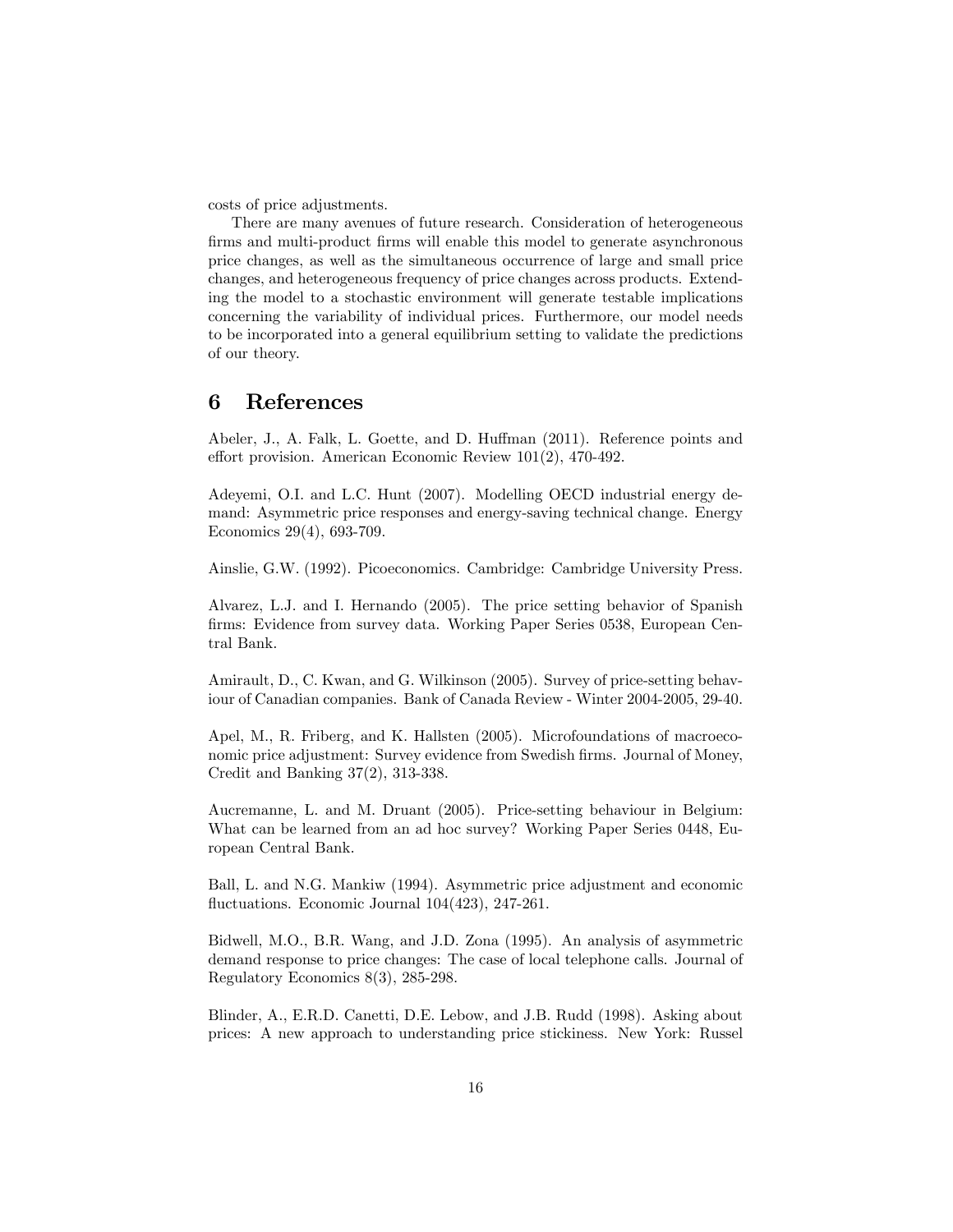costs of price adjustments.

There are many avenues of future research. Consideration of heterogeneous firms and multi-product firms will enable this model to generate asynchronous price changes, as well as the simultaneous occurrence of large and small price changes, and heterogeneous frequency of price changes across products. Extending the model to a stochastic environment will generate testable implications concerning the variability of individual prices. Furthermore, our model needs to be incorporated into a general equilibrium setting to validate the predictions of our theory.

# 6 References

Abeler, J., A. Falk, L. Goette, and D. Huffman (2011). Reference points and effort provision. American Economic Review 101(2), 470-492.

Adeyemi, O.I. and L.C. Hunt (2007). Modelling OECD industrial energy demand: Asymmetric price responses and energy-saving technical change. Energy Economics 29(4), 693-709.

Ainslie, G.W. (1992). Picoeconomics. Cambridge: Cambridge University Press.

Alvarez, L.J. and I. Hernando (2005). The price setting behavior of Spanish firms: Evidence from survey data. Working Paper Series 0538, European Central Bank.

Amirault, D., C. Kwan, and G. Wilkinson (2005). Survey of price-setting behaviour of Canadian companies. Bank of Canada Review - Winter 2004-2005, 29-40.

Apel, M., R. Friberg, and K. Hallsten (2005). Microfoundations of macroeconomic price adjustment: Survey evidence from Swedish firms. Journal of Money, Credit and Banking 37(2), 313-338.

Aucremanne, L. and M. Druant (2005). Price-setting behaviour in Belgium: What can be learned from an ad hoc survey? Working Paper Series 0448, European Central Bank.

Ball, L. and N.G. Mankiw (1994). Asymmetric price adjustment and economic fluctuations. Economic Journal 104(423), 247-261.

Bidwell, M.O., B.R. Wang, and J.D. Zona (1995). An analysis of asymmetric demand response to price changes: The case of local telephone calls. Journal of Regulatory Economics 8(3), 285-298.

Blinder, A., E.R.D. Canetti, D.E. Lebow, and J.B. Rudd (1998). Asking about prices: A new approach to understanding price stickiness. New York: Russel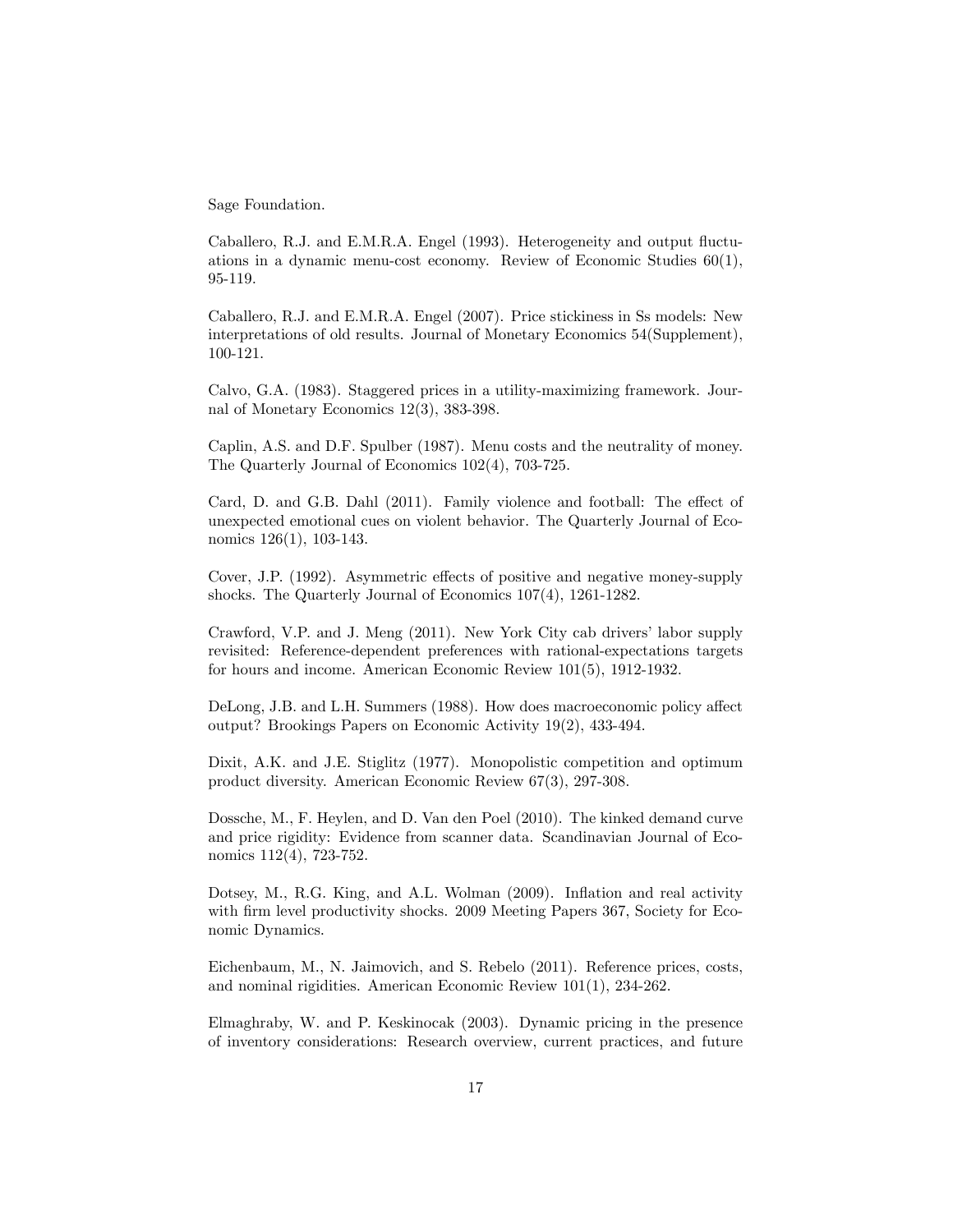Sage Foundation.

Caballero, R.J. and E.M.R.A. Engel (1993). Heterogeneity and output fluctuations in a dynamic menu-cost economy. Review of Economic Studies 60(1), 95-119.

Caballero, R.J. and E.M.R.A. Engel (2007). Price stickiness in Ss models: New interpretations of old results. Journal of Monetary Economics 54(Supplement), 100-121.

Calvo, G.A. (1983). Staggered prices in a utility-maximizing framework. Journal of Monetary Economics 12(3), 383-398.

Caplin, A.S. and D.F. Spulber (1987). Menu costs and the neutrality of money. The Quarterly Journal of Economics 102(4), 703-725.

Card, D. and G.B. Dahl (2011). Family violence and football: The effect of unexpected emotional cues on violent behavior. The Quarterly Journal of Economics 126(1), 103-143.

Cover, J.P. (1992). Asymmetric effects of positive and negative money-supply shocks. The Quarterly Journal of Economics 107(4), 1261-1282.

Crawford, V.P. and J. Meng (2011). New York City cab drivers' labor supply revisited: Reference-dependent preferences with rational-expectations targets for hours and income. American Economic Review 101(5), 1912-1932.

DeLong, J.B. and L.H. Summers (1988). How does macroeconomic policy affect output? Brookings Papers on Economic Activity 19(2), 433-494.

Dixit, A.K. and J.E. Stiglitz (1977). Monopolistic competition and optimum product diversity. American Economic Review 67(3), 297-308.

Dossche, M., F. Heylen, and D. Van den Poel (2010). The kinked demand curve and price rigidity: Evidence from scanner data. Scandinavian Journal of Economics 112(4), 723-752.

Dotsey, M., R.G. King, and A.L. Wolman (2009). Inflation and real activity with firm level productivity shocks. 2009 Meeting Papers 367, Society for Economic Dynamics.

Eichenbaum, M., N. Jaimovich, and S. Rebelo (2011). Reference prices, costs, and nominal rigidities. American Economic Review 101(1), 234-262.

Elmaghraby, W. and P. Keskinocak (2003). Dynamic pricing in the presence of inventory considerations: Research overview, current practices, and future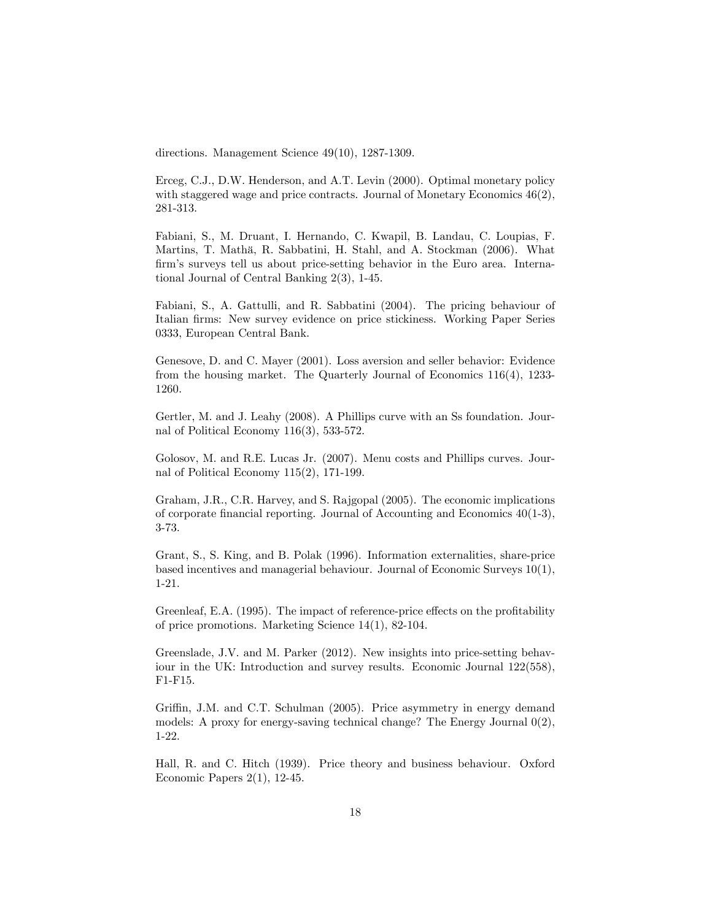directions. Management Science 49(10), 1287-1309.

Erceg, C.J., D.W. Henderson, and A.T. Levin (2000). Optimal monetary policy with staggered wage and price contracts. Journal of Monetary Economics 46(2), 281-313.

Fabiani, S., M. Druant, I. Hernando, C. Kwapil, B. Landau, C. Loupias, F. Martins, T. Mathä, R. Sabbatini, H. Stahl, and A. Stockman (2006). What firm's surveys tell us about price-setting behavior in the Euro area. International Journal of Central Banking 2(3), 1-45.

Fabiani, S., A. Gattulli, and R. Sabbatini (2004). The pricing behaviour of Italian firms: New survey evidence on price stickiness. Working Paper Series 0333, European Central Bank.

Genesove, D. and C. Mayer (2001). Loss aversion and seller behavior: Evidence from the housing market. The Quarterly Journal of Economics 116(4), 1233-1260.

Gertler, M. and J. Leahy (2008). A Phillips curve with an Ss foundation. Journal of Political Economy 116(3), 533-572.

Golosov, M. and R.E. Lucas Jr. (2007). Menu costs and Phillips curves. Journal of Political Economy 115(2), 171-199.

Graham, J.R., C.R. Harvey, and S. Rajgopal (2005). The economic implications of corporate financial reporting. Journal of Accounting and Economics 40(1-3), 3-73.

Grant, S., S. King, and B. Polak (1996). Information externalities, share-price based incentives and managerial behaviour. Journal of Economic Surveys 10(1), 1-21.

Greenleaf, E.A. (1995). The impact of reference-price effects on the profitability of price promotions. Marketing Science 14(1), 82-104.

Greenslade, J.V. and M. Parker (2012). New insights into price-setting behaviour in the UK: Introduction and survey results. Economic Journal 122(558), F1-F15.

Griffin, J.M. and C.T. Schulman (2005). Price asymmetry in energy demand models: A proxy for energy-saving technical change? The Energy Journal 0(2), 1-22.

Hall, R. and C. Hitch (1939). Price theory and business behaviour. Oxford Economic Papers 2(1), 12-45.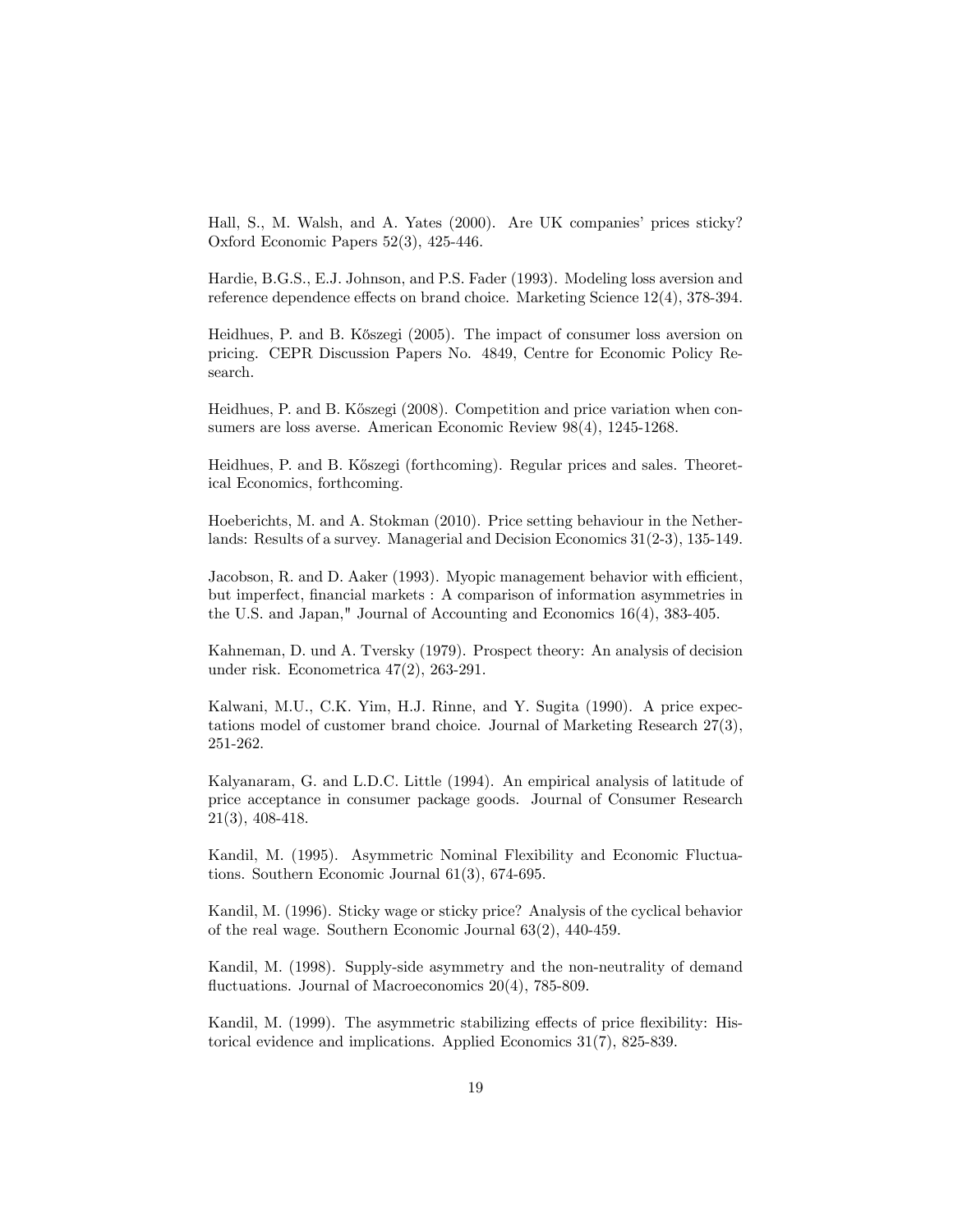Hall, S., M. Walsh, and A. Yates (2000). Are UK companies' prices sticky? Oxford Economic Papers 52(3), 425-446.

Hardie, B.G.S., E.J. Johnson, and P.S. Fader (1993). Modeling loss aversion and reference dependence effects on brand choice. Marketing Science 12(4), 378-394.

Heidhues, P. and B. Kőszegi (2005). The impact of consumer loss aversion on pricing. CEPR Discussion Papers No. 4849, Centre for Economic Policy Research.

Heidhues, P. and B. Kőszegi (2008). Competition and price variation when consumers are loss averse. American Economic Review 98(4), 1245-1268.

Heidhues, P. and B. Kőszegi (forthcoming). Regular prices and sales. Theoretical Economics, forthcoming.

Hoeberichts, M. and A. Stokman (2010). Price setting behaviour in the Netherlands: Results of a survey. Managerial and Decision Economics 31(2-3), 135-149.

Jacobson, R. and D. Aaker (1993). Myopic management behavior with efficient, but imperfect, financial markets : A comparison of information asymmetries in the U.S. and Japan," Journal of Accounting and Economics 16(4), 383-405.

Kahneman, D. und A. Tversky (1979). Prospect theory: An analysis of decision under risk. Econometrica 47(2), 263-291.

Kalwani, M.U., C.K. Yim, H.J. Rinne, and Y. Sugita (1990). A price expectations model of customer brand choice. Journal of Marketing Research 27(3), 251-262.

Kalyanaram, G. and L.D.C. Little (1994). An empirical analysis of latitude of price acceptance in consumer package goods. Journal of Consumer Research 21(3), 408-418.

Kandil, M. (1995). Asymmetric Nominal Flexibility and Economic Fluctuations. Southern Economic Journal 61(3), 674-695.

Kandil, M. (1996). Sticky wage or sticky price? Analysis of the cyclical behavior of the real wage. Southern Economic Journal 63(2), 440-459.

Kandil, M. (1998). Supply-side asymmetry and the non-neutrality of demand fluctuations. Journal of Macroeconomics 20(4), 785-809.

Kandil, M. (1999). The asymmetric stabilizing effects of price flexibility: Historical evidence and implications. Applied Economics 31(7), 825-839.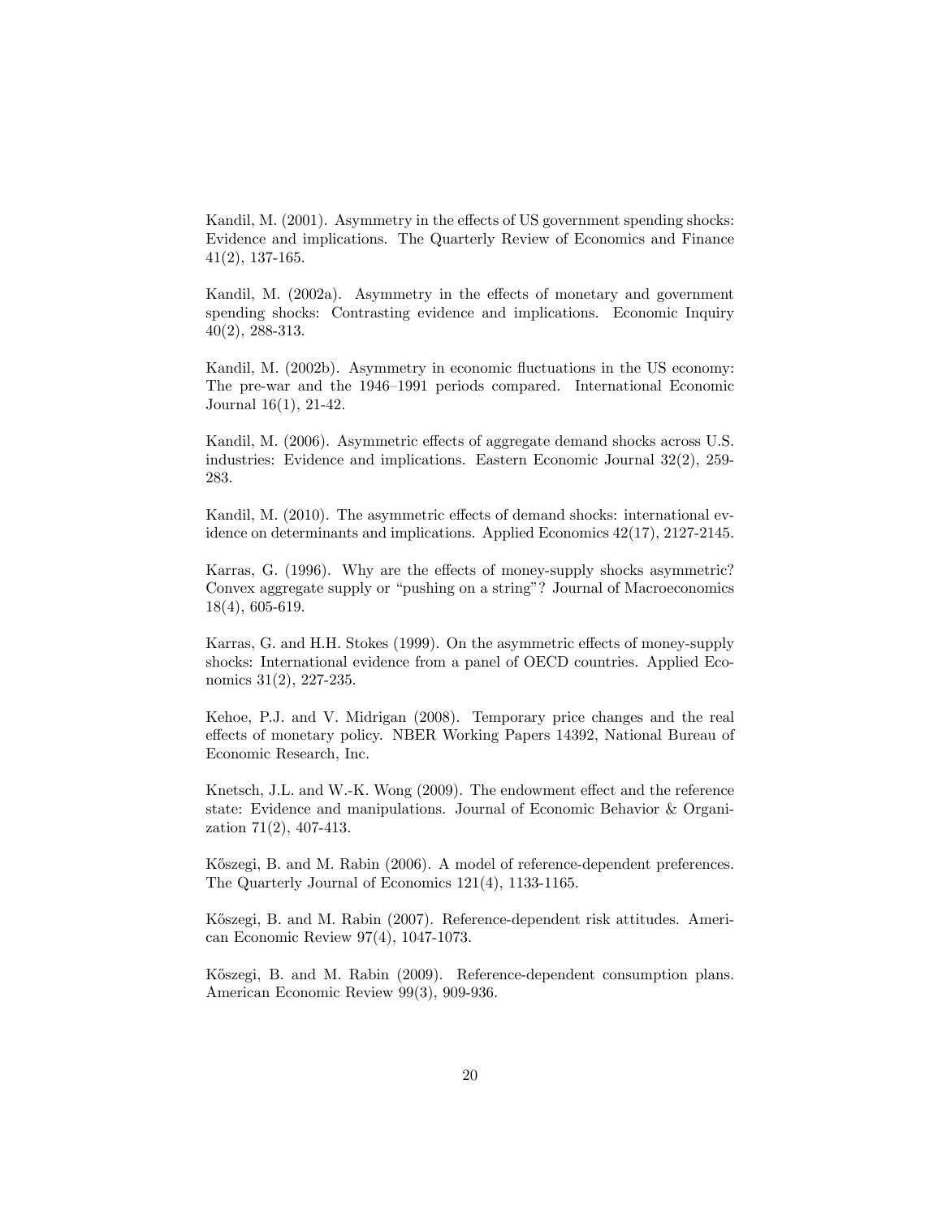Kandil, M. (2001). Asymmetry in the effects of US government spending shocks: Evidence and implications. The Quarterly Review of Economics and Finance 41(2), 137-165.

Kandil, M. (2002a). Asymmetry in the effects of monetary and government spending shocks: Contrasting evidence and implications. Economic Inquiry 40(2), 288-313.

Kandil, M. (2002b). Asymmetry in economic fluctuations in the US economy: The pre-war and the 1946–1991 periods compared. International Economic Journal 16(1), 21-42.

Kandil, M. (2006). Asymmetric effects of aggregate demand shocks across U.S. industries: Evidence and implications. Eastern Economic Journal 32(2), 259-283.

Kandil, M. (2010). The asymmetric effects of demand shocks: international evidence on determinants and implications. Applied Economics 42(17), 2127-2145.

Karras, G. (1996). Why are the effects of money-supply shocks asymmetric? Convex aggregate supply or "pushing on a string"? Journal of Macroeconomics 18(4), 605-619.

Karras, G. and H.H. Stokes (1999). On the asymmetric effects of money-supply shocks: International evidence from a panel of OECD countries. Applied Economics 31(2), 227-235.

Kehoe, P.J. and V. Midrigan (2008). Temporary price changes and the real effects of monetary policy. NBER Working Papers 14392, National Bureau of Economic Research, Inc.

Knetsch, J.L. and W.-K. Wong (2009). The endowment effect and the reference state: Evidence and manipulations. Journal of Economic Behavior & Organization 71(2), 407-413.

Kőszegi, B. and M. Rabin (2006). A model of reference-dependent preferences. The Quarterly Journal of Economics 121(4), 1133-1165.

Kőszegi, B. and M. Rabin (2007). Reference-dependent risk attitudes. American Economic Review 97(4), 1047-1073.

Kőszegi, B. and M. Rabin (2009). Reference-dependent consumption plans. American Economic Review 99(3), 909-936.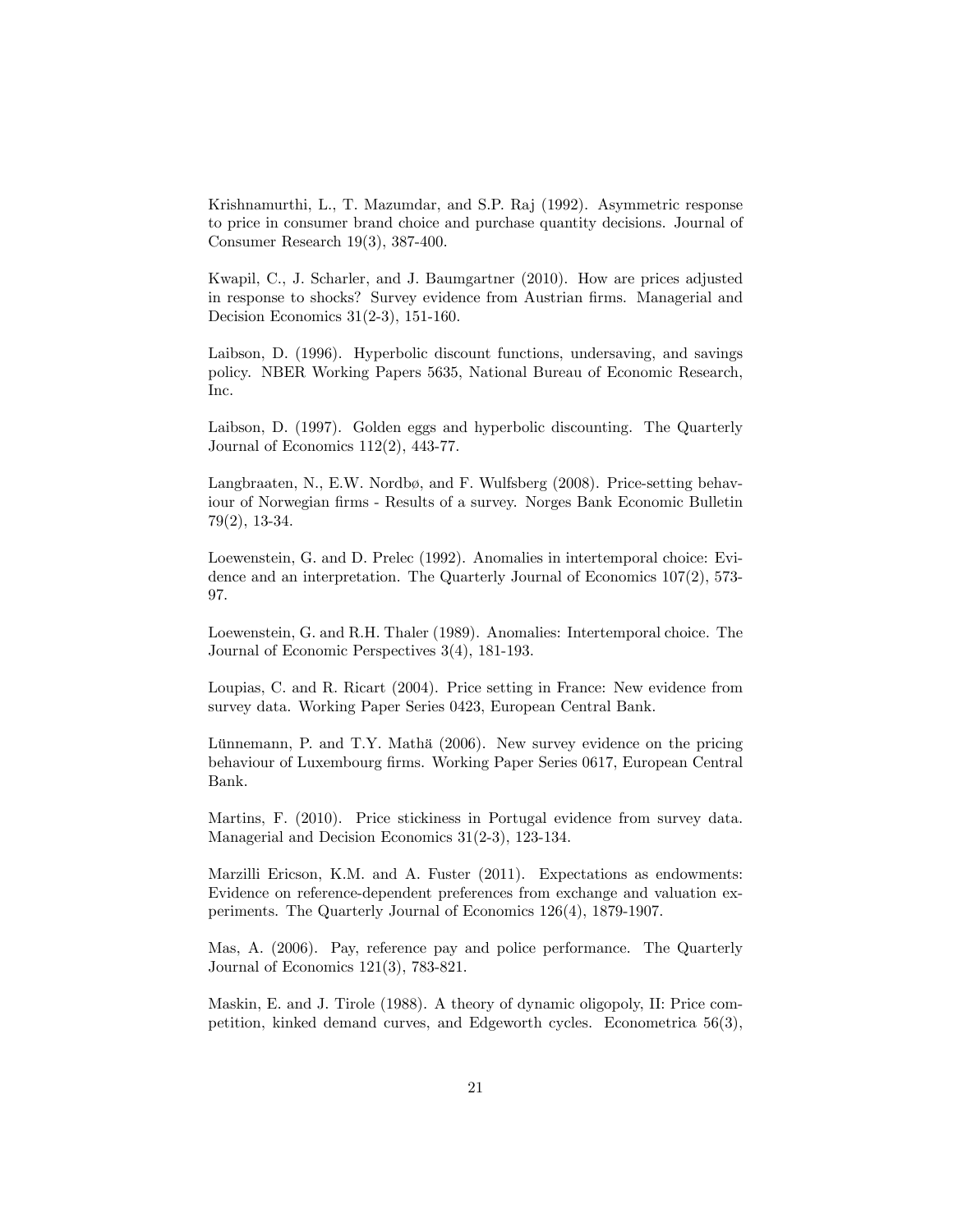Krishnamurthi, L., T. Mazumdar, and S.P. Raj (1992). Asymmetric response to price in consumer brand choice and purchase quantity decisions. Journal of Consumer Research 19(3), 387-400.

Kwapil, C., J. Scharler, and J. Baumgartner (2010). How are prices adjusted in response to shocks? Survey evidence from Austrian firms. Managerial and Decision Economics 31(2-3), 151-160.

Laibson, D. (1996). Hyperbolic discount functions, undersaving, and savings policy. NBER Working Papers 5635, National Bureau of Economic Research, Inc.

Laibson, D. (1997). Golden eggs and hyperbolic discounting. The Quarterly Journal of Economics 112(2), 443-77.

Langbraaten, N., E.W. Nordbø, and F. Wulfsberg (2008). Price-setting behaviour of Norwegian firms - Results of a survey. Norges Bank Economic Bulletin 79(2), 13-34.

Loewenstein, G. and D. Prelec (1992). Anomalies in intertemporal choice: Evidence and an interpretation. The Quarterly Journal of Economics 107(2), 573-97.

Loewenstein, G. and R.H. Thaler (1989). Anomalies: Intertemporal choice. The Journal of Economic Perspectives 3(4), 181-193.

Loupias, C. and R. Ricart (2004). Price setting in France: New evidence from survey data. Working Paper Series 0423, European Central Bank.

Lünnemann, P. and T.Y. Mathä (2006). New survey evidence on the pricing behaviour of Luxembourg firms. Working Paper Series 0617, European Central Bank.

Martins, F. (2010). Price stickiness in Portugal evidence from survey data. Managerial and Decision Economics 31(2-3), 123-134.

Marzilli Ericson, K.M. and A. Fuster (2011). Expectations as endowments: Evidence on reference-dependent preferences from exchange and valuation experiments. The Quarterly Journal of Economics 126(4), 1879-1907.

Mas, A. (2006). Pay, reference pay and police performance. The Quarterly Journal of Economics 121(3), 783-821.

Maskin, E. and J. Tirole (1988). A theory of dynamic oligopoly, II: Price competition, kinked demand curves, and Edgeworth cycles. Econometrica 56(3),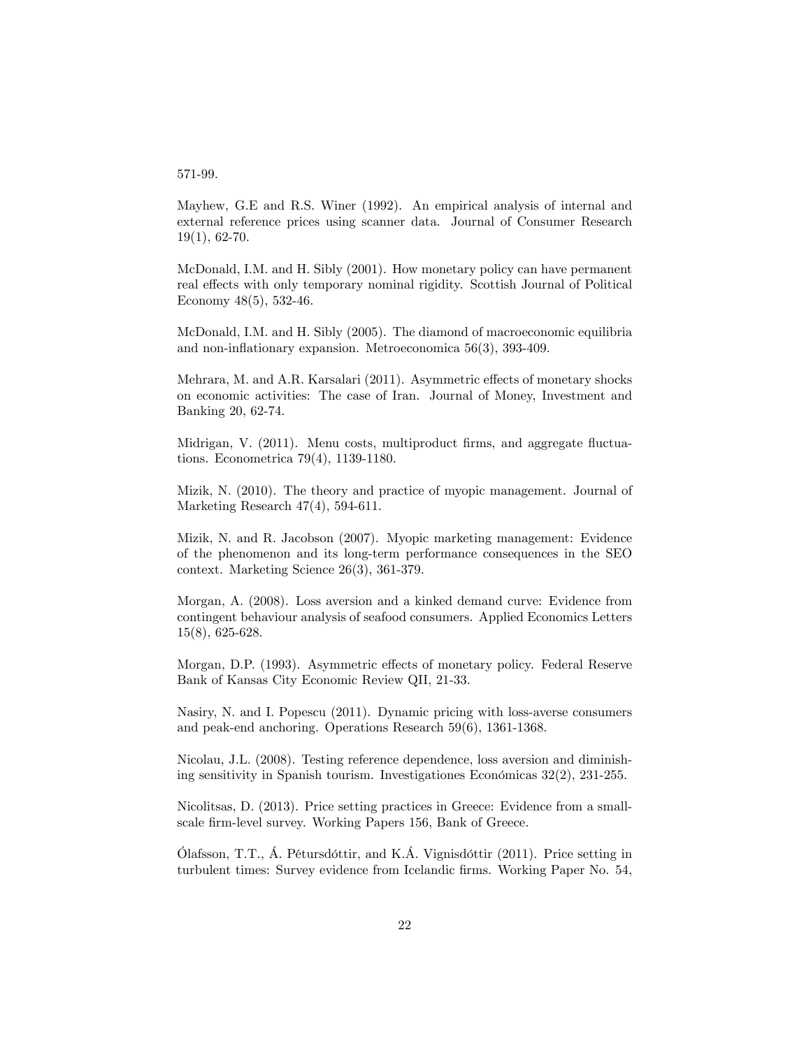571-99.

Mayhew, G.E and R.S. Winer (1992). An empirical analysis of internal and external reference prices using scanner data. Journal of Consumer Research 19(1), 62-70.

McDonald, I.M. and H. Sibly (2001). How monetary policy can have permanent real effects with only temporary nominal rigidity. Scottish Journal of Political Economy 48(5), 532-46.

McDonald, I.M. and H. Sibly (2005). The diamond of macroeconomic equilibria and non-inflationary expansion. Metroeconomica 56(3), 393-409.

Mehrara, M. and A.R. Karsalari (2011). Asymmetric effects of monetary shocks on economic activities: The case of Iran. Journal of Money, Investment and Banking 20, 62-74.

Midrigan, V. (2011). Menu costs, multiproduct firms, and aggregate fluctuations. Econometrica 79(4), 1139-1180.

Mizik, N. (2010). The theory and practice of myopic management. Journal of Marketing Research 47(4), 594-611.

Mizik, N. and R. Jacobson (2007). Myopic marketing management: Evidence of the phenomenon and its long-term performance consequences in the SEO context. Marketing Science 26(3), 361-379.

Morgan, A. (2008). Loss aversion and a kinked demand curve: Evidence from contingent behaviour analysis of seafood consumers. Applied Economics Letters 15(8), 625-628.

Morgan, D.P. (1993). Asymmetric effects of monetary policy. Federal Reserve Bank of Kansas City Economic Review QII, 21-33.

Nasiry, N. and I. Popescu (2011). Dynamic pricing with loss-averse consumers and peak-end anchoring. Operations Research 59(6), 1361-1368.

Nicolau, J.L. (2008). Testing reference dependence, loss aversion and diminishing sensitivity in Spanish tourism. Investigationes Económicas 32(2), 231-255.

Nicolitsas, D. (2013). Price setting practices in Greece: Evidence from a small-scale firm-level survey. Working Papers 156, Bank of Greece.

Ólafsson, T.T., Á. Pétursdóttir, and K.Á. Vignisdóttir (2011). Price setting in turbulent times: Survey evidence from Icelandic firms. Working Paper No. 54,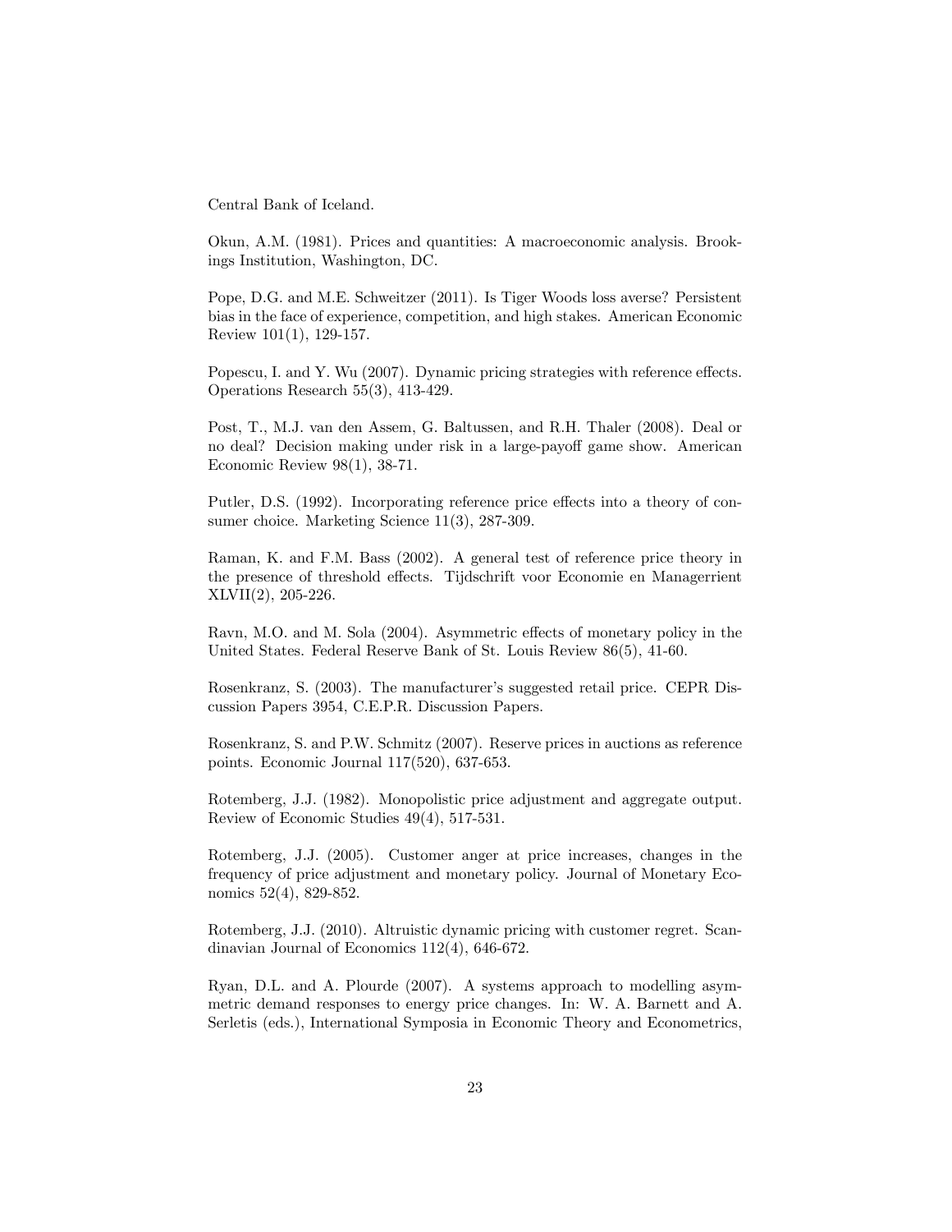Central Bank of Iceland.

Okun, A.M. (1981). Prices and quantities: A macroeconomic analysis. Brookings Institution, Washington, DC.

Pope, D.G. and M.E. Schweitzer (2011). Is Tiger Woods loss averse? Persistent bias in the face of experience, competition, and high stakes. American Economic Review 101(1), 129-157.

Popescu, I. and Y. Wu (2007). Dynamic pricing strategies with reference effects. Operations Research 55(3), 413-429.

Post, T., M.J. van den Assem, G. Baltussen, and R.H. Thaler (2008). Deal or no deal? Decision making under risk in a large-payoff game show. American Economic Review 98(1), 38-71.

Putler, D.S. (1992). Incorporating reference price effects into a theory of consumer choice. Marketing Science 11(3), 287-309.

Raman, K. and F.M. Bass (2002). A general test of reference price theory in the presence of threshold effects. Tijdschrift voor Economie en Managerrient XLVII(2), 205-226.

Ravn, M.O. and M. Sola (2004). Asymmetric effects of monetary policy in the United States. Federal Reserve Bank of St. Louis Review 86(5), 41-60.

Rosenkranz, S. (2003). The manufacturer's suggested retail price. CEPR Discussion Papers 3954, C.E.P.R. Discussion Papers.

Rosenkranz, S. and P.W. Schmitz (2007). Reserve prices in auctions as reference points. Economic Journal 117(520), 637-653.

Rotemberg, J.J. (1982). Monopolistic price adjustment and aggregate output. Review of Economic Studies 49(4), 517-531.

Rotemberg, J.J. (2005). Customer anger at price increases, changes in the frequency of price adjustment and monetary policy. Journal of Monetary Economics 52(4), 829-852.

Rotemberg, J.J. (2010). Altruistic dynamic pricing with customer regret. Scandinavian Journal of Economics 112(4), 646-672.

Ryan, D.L. and A. Plourde (2007). A systems approach to modelling asymmetric demand responses to energy price changes. In: W. A. Barnett and A. Serletis (eds.), International Symposia in Economic Theory and Econometrics,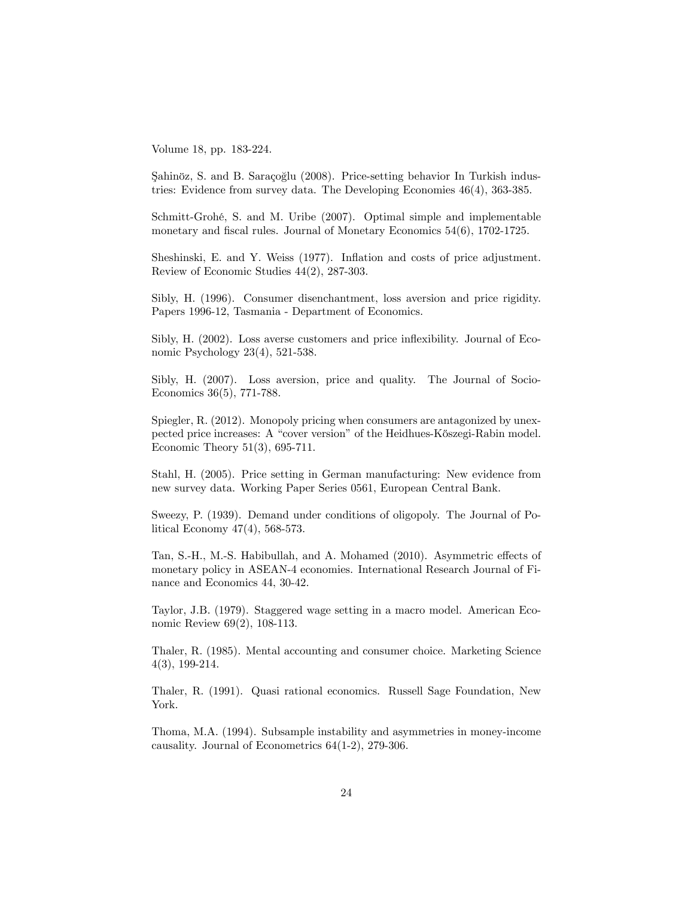Volume 18, pp. 183-224.

Şahinöz, S. and B. Saraçoğlu (2008). Price-setting behavior In Turkish industries: Evidence from survey data. The Developing Economies 46(4), 363-385.

Schmitt-Grohé, S. and M. Uribe (2007). Optimal simple and implementable monetary and fiscal rules. Journal of Monetary Economics 54(6), 1702-1725.

Sheshinski, E. and Y. Weiss (1977). Inflation and costs of price adjustment. Review of Economic Studies 44(2), 287-303.

Sibly, H. (1996). Consumer disenchantment, loss aversion and price rigidity. Papers 1996-12, Tasmania - Department of Economics.

Sibly, H. (2002). Loss averse customers and price inflexibility. Journal of Economic Psychology 23(4), 521-538.

Sibly, H. (2007). Loss aversion, price and quality. The Journal of Socio-Economics 36(5), 771-788.

Spiegler, R. (2012). Monopoly pricing when consumers are antagonized by unexpected price increases: A "cover version" of the Heidhues-Kőszegi-Rabin model. Economic Theory 51(3), 695-711.

Stahl, H. (2005). Price setting in German manufacturing: New evidence from new survey data. Working Paper Series 0561, European Central Bank.

Sweezy, P. (1939). Demand under conditions of oligopoly. The Journal of Political Economy 47(4), 568-573.

Tan, S.-H., M.-S. Habibullah, and A. Mohamed (2010). Asymmetric effects of monetary policy in ASEAN-4 economies. International Research Journal of Finance and Economics 44, 30-42.

Taylor, J.B. (1979). Staggered wage setting in a macro model. American Economic Review 69(2), 108-113.

Thaler, R. (1985). Mental accounting and consumer choice. Marketing Science 4(3), 199-214.

Thaler, R. (1991). Quasi rational economics. Russell Sage Foundation, New York.

Thoma, M.A. (1994). Subsample instability and asymmetries in money-income causality. Journal of Econometrics 64(1-2), 279-306.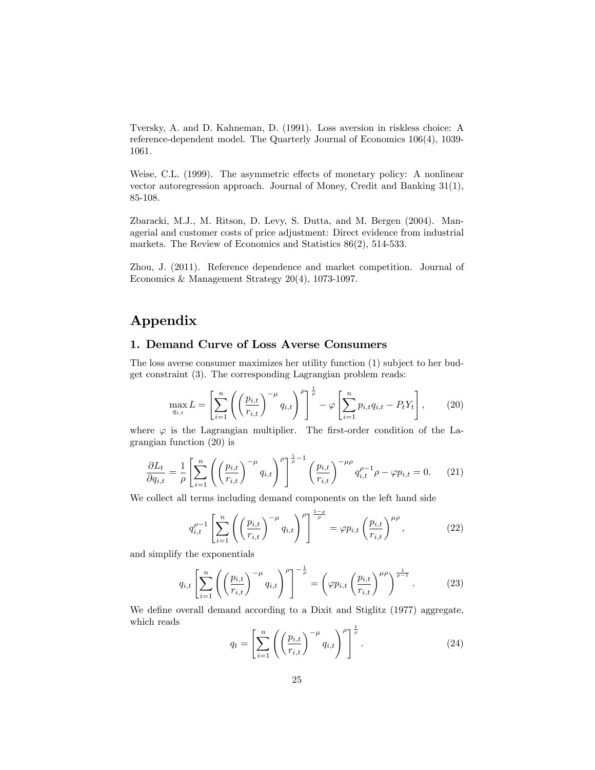Tversky, A. and D. Kahneman, D. (1991). Loss aversion in riskless choice: A reference-dependent model. The Quarterly Journal of Economics 106(4), 1039-1061.

Weise, C.L. (1999). The asymmetric effects of monetary policy: A nonlinear vector autoregression approach. Journal of Money, Credit and Banking 31(1), 85-108.

Zbaracki, M.J., M. Ritson, D. Levy, S. Dutta, and M. Bergen (2004). Managerial and customer costs of price adjustment: Direct evidence from industrial markets. The Review of Economics and Statistics 86(2), 514-533.

Zhou, J. (2011). Reference dependence and market competition. Journal of Economics & Management Strategy 20(4), 1073-1097.

# Appendix

## 1. Demand Curve of Loss Averse Consumers

The loss averse consumer maximizes her utility function (1) subject to her budget constraint (3). The corresponding Lagrangian problem reads:

$$\max_{q_{i,t}} L = \left[ \sum_{i=1}^{n} \left( \left( \frac{p_{i,t}}{r_{i,t}} \right)^{-\mu} q_{i,t} \right)^{\rho} \right]^{\frac{1}{\rho}} - \varphi \left[ \sum_{i=1}^{n} p_{i,t} q_{i,t} - P_t Y_t \right], \tag{20}$$

where $\varphi$ is the Lagrangian multiplier. The first-order condition of the Lagrangian function (20) is

$$\frac{\partial L_t}{\partial q_{i,t}} = \frac{1}{\rho} \left[ \sum_{i=1}^{n} \left( \left( \frac{p_{i,t}}{r_{i,t}} \right)^{-\mu} q_{i,t} \right)^{\rho} \right]^{\frac{1}{\rho}-1} \left( \frac{p_{i,t}}{r_{i,t}} \right)^{-\mu\rho} q_{i,t}^{\rho-1} \rho - \varphi p_{i,t} = 0. \tag{21}$$

We collect all terms including demand components on the left hand side

$$q_{i,t}^{\rho-1} \left[ \sum_{i=1}^{n} \left( \left( \frac{p_{i,t}}{r_{i,t}} \right)^{-\mu} q_{i,t} \right)^{\rho} \right]^{\frac{1-\rho}{\rho}} = \varphi p_{i,t} \left( \frac{p_{i,t}}{r_{i,t}} \right)^{\mu\rho}, \tag{22}$$

and simplify the exponentials

$$q_{i,t} \left[ \sum_{i=1}^{n} \left( \left( \frac{p_{i,t}}{r_{i,t}} \right)^{-\mu} q_{i,t} \right)^{\rho} \right]^{-\frac{1}{\rho}} = \left( \varphi p_{i,t} \left( \frac{p_{i,t}}{r_{i,t}} \right)^{\mu\rho} \right)^{\frac{1}{\rho-1}}. \tag{23}$$

We define overall demand according to a Dixit and Stiglitz (1977) aggregate, which reads

$$q_t = \left[ \sum_{i=1}^{n} \left( \left( \frac{p_{i,t}}{r_{i,t}} \right)^{-\mu} q_{i,t} \right)^{\rho} \right]^{\frac{1}{\rho}}. \tag{24}$$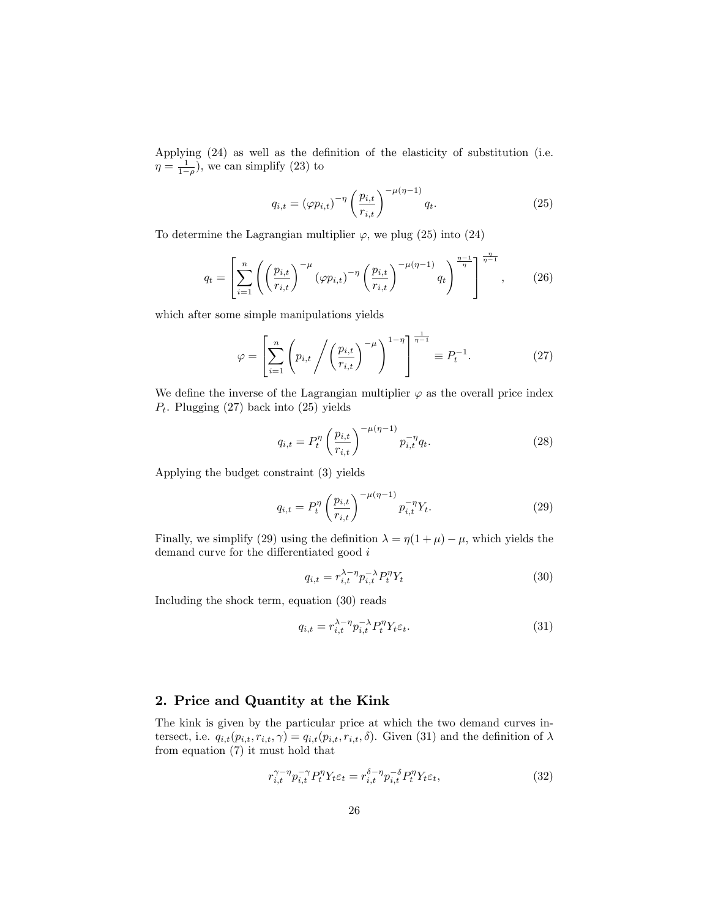Applying (24) as well as the definition of the elasticity of substitution (i.e. $\eta = \frac{1}{1-\rho}$), we can simplify (23) to

$$q_{i,t} = (\varphi p_{i,t})^{-\eta} \left( \frac{p_{i,t}}{r_{i,t}} \right)^{-\mu(\eta-1)} q_t. \tag{25}$$

To determine the Lagrangian multiplier $\varphi$, we plug (25) into (24)

$$q_t = \left[ \sum_{i=1}^{n} \left( \left( \frac{p_{i,t}}{r_{i,t}} \right)^{-\mu} (\varphi p_{i,t})^{-\eta} \left( \frac{p_{i,t}}{r_{i,t}} \right)^{-\mu(\eta-1)} q_t \right)^{\frac{\eta-1}{\eta}} \right]^{\frac{\eta}{\eta-1}}, \tag{26}$$

which after some simple manipulations yields

$$\varphi = \left[ \sum_{i=1}^{n} \left( p_{i,t} \Bigg/ \left( \frac{p_{i,t}}{r_{i,t}} \right)^{-\mu} \right)^{1-\eta} \right]^{\frac{1}{\eta-1}} \equiv P_t^{-1}. \tag{27}$$

We define the inverse of the Lagrangian multiplier $\varphi$ as the overall price index $P_t$. Plugging (27) back into (25) yields

$$q_{i,t} = P_t^{\eta} \left( \frac{p_{i,t}}{r_{i,t}} \right)^{-\mu(\eta-1)} p_{i,t}^{-\eta} q_t. \tag{28}$$

Applying the budget constraint (3) yields

$$q_{i,t} = P_t^{\eta} \left( \frac{p_{i,t}}{r_{i,t}} \right)^{-\mu(\eta-1)} p_{i,t}^{-\eta} Y_t. \tag{29}$$

Finally, we simplify (29) using the definition $\lambda = \eta(1+\mu) - \mu$, which yields the demand curve for the differentiated good $i$

$$q_{i,t} = r_{i,t}^{\lambda-\eta} p_{i,t}^{-\lambda} P_t^{\eta} Y_t \tag{30}$$

Including the shock term, equation (30) reads

$$q_{i,t} = r_{i,t}^{\lambda-\eta} p_{i,t}^{-\lambda} P_t^{\eta} Y_t \varepsilon_t. \tag{31}$$

## 2. Price and Quantity at the Kink

The kink is given by the particular price at which the two demand curves intersect, i.e. $q_{i,t}(p_{i,t}, r_{i,t}, \gamma) = q_{i,t}(p_{i,t}, r_{i,t}, \delta)$. Given (31) and the definition of $\lambda$ from equation (7) it must hold that

$$r_{i,t}^{\gamma-\eta} p_{i,t}^{-\gamma} P_t^{\eta} Y_t \varepsilon_t = r_{i,t}^{\delta-\eta} p_{i,t}^{-\delta} P_t^{\eta} Y_t \varepsilon_t, \tag{32}$$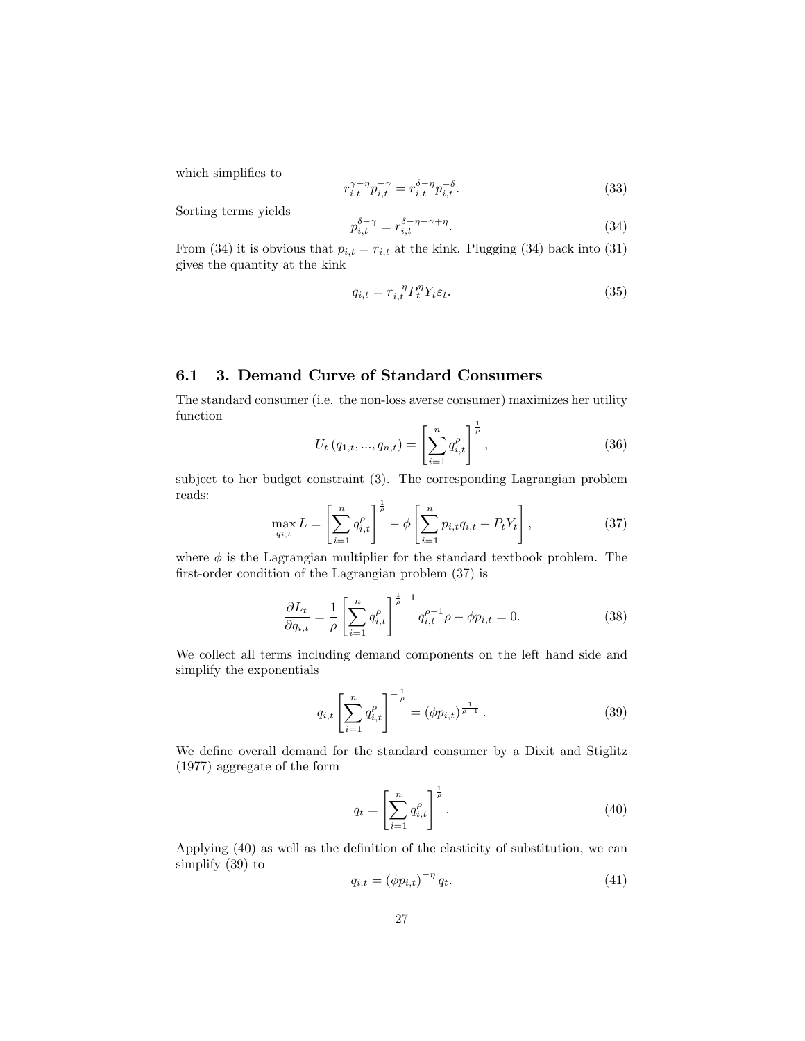which simplifies to

$$r_{i,t}^{\gamma-\eta} p_{i,t}^{-\gamma} = r_{i,t}^{\delta-\eta} p_{i,t}^{-\delta}. \tag{33}$$

Sorting terms yields

$$p_{i,t}^{\delta-\gamma} = r_{i,t}^{\delta-\eta-\gamma+\eta}. \tag{34}$$

From (34) it is obvious that $p_{i,t} = r_{i,t}$ at the kink. Plugging (34) back into (31) gives the quantity at the kink

$$q_{i,t} = r_{i,t}^{-\eta} P_t^{\eta} Y_t \varepsilon_t. \tag{35}$$

## 6.1 3. Demand Curve of Standard Consumers

The standard consumer (i.e. the non-loss averse consumer) maximizes her utility function

$$U_t\left(q_{1,t}, ..., q_{n,t}\right) = \left[\sum_{i=1}^{n} q_{i,t}^{\rho}\right]^{\frac{1}{\rho}}, \tag{36}$$

subject to her budget constraint (3). The corresponding Lagrangian problem reads:

$$\max_{q_{i,t}} L = \left[\sum_{i=1}^{n} q_{i,t}^{\rho}\right]^{\frac{1}{\rho}} - \phi\left[\sum_{i=1}^{n} p_{i,t} q_{i,t} - P_t Y_t\right], \tag{37}$$

where $\phi$ is the Lagrangian multiplier for the standard textbook problem. The first-order condition of the Lagrangian problem (37) is

$$\frac{\partial L_t}{\partial q_{i,t}} = \frac{1}{\rho}\left[\sum_{i=1}^{n} q_{i,t}^{\rho}\right]^{\frac{1}{\rho}-1} q_{i,t}^{\rho-1} \rho - \phi p_{i,t} = 0. \tag{38}$$

We collect all terms including demand components on the left hand side and simplify the exponentials

$$q_{i,t}\left[\sum_{i=1}^{n} q_{i,t}^{\rho}\right]^{-\frac{1}{\rho}} = \left(\phi p_{i,t}\right)^{\frac{1}{\rho-1}}. \tag{39}$$

We define overall demand for the standard consumer by a Dixit and Stiglitz (1977) aggregate of the form

$$q_t = \left[\sum_{i=1}^{n} q_{i,t}^{\rho}\right]^{\frac{1}{\rho}}. \tag{40}$$

Applying (40) as well as the definition of the elasticity of substitution, we can simplify (39) to

$$q_{i,t} = \left(\phi p_{i,t}\right)^{-\eta} q_t. \tag{41}$$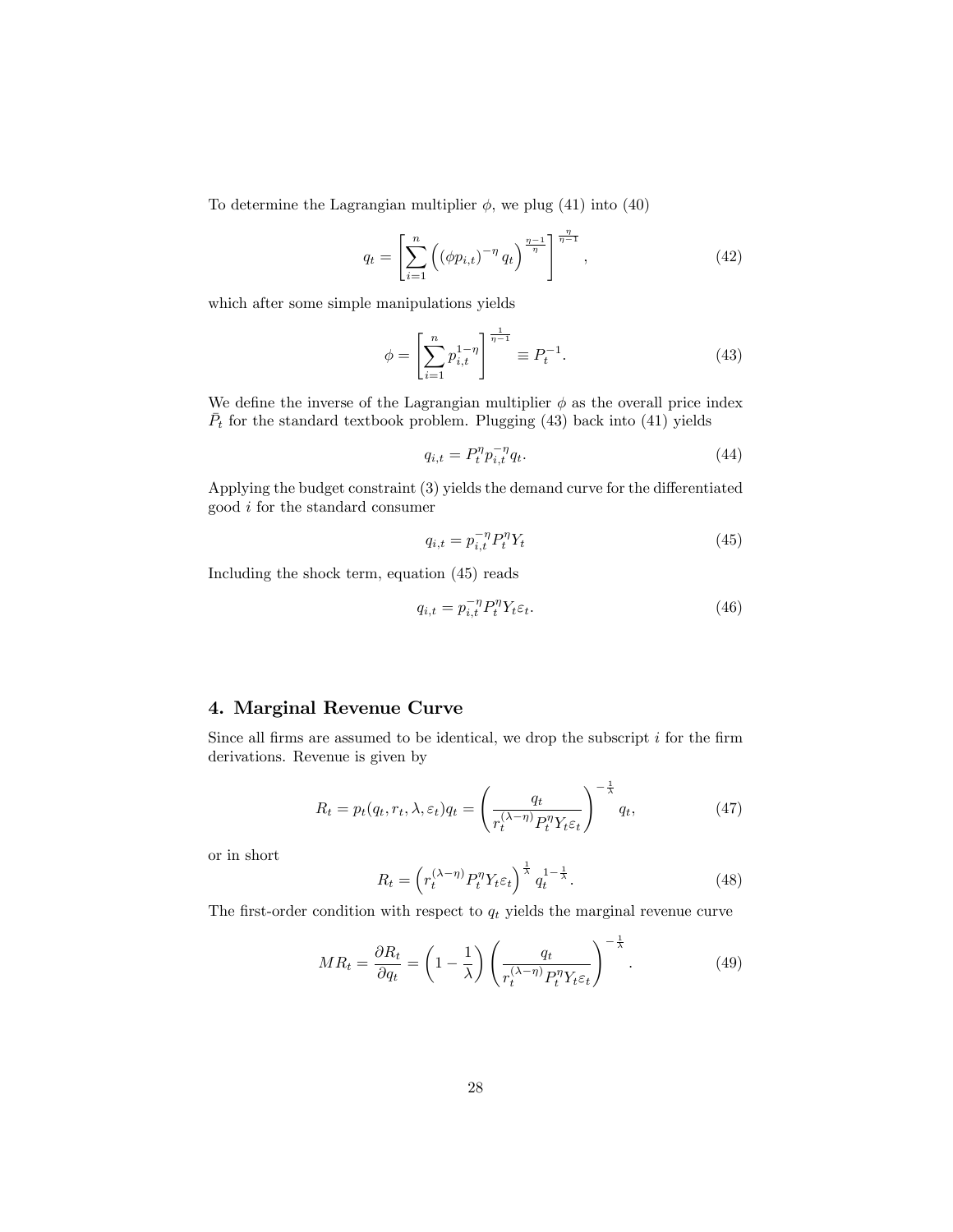To determine the Lagrangian multiplier $\phi$, we plug (41) into (40)

$$q_t = \left[ \sum_{i=1}^{n} \left( (\phi p_{i,t})^{-\eta} q_t \right)^{\frac{\eta-1}{\eta}} \right]^{\frac{\eta}{\eta-1}}, \tag{42}$$

which after some simple manipulations yields

$$\phi = \left[ \sum_{i=1}^{n} p_{i,t}^{1-\eta} \right]^{\frac{1}{\eta-1}} \equiv P_t^{-1}. \tag{43}$$

We define the inverse of the Lagrangian multiplier $\phi$ as the overall price index $\bar{P}_t$ for the standard textbook problem. Plugging (43) back into (41) yields

$$q_{i,t} = P_t^{\eta} p_{i,t}^{-\eta} q_t. \tag{44}$$

Applying the budget constraint (3) yields the demand curve for the differentiated good $i$ for the standard consumer

$$q_{i,t} = p_{i,t}^{-\eta} P_t^{\eta} Y_t \tag{45}$$

Including the shock term, equation (45) reads

$$q_{i,t} = p_{i,t}^{-\eta} P_t^{\eta} Y_t \varepsilon_t. \tag{46}$$

## 4. Marginal Revenue Curve

Since all firms are assumed to be identical, we drop the subscript $i$ for the firm derivations. Revenue is given by

$$R_t = p_t(q_t, r_t, \lambda, \varepsilon_t) q_t = \left( \frac{q_t}{r_t^{(\lambda-\eta)} P_t^{\eta} Y_t \varepsilon_t} \right)^{-\frac{1}{\lambda}} q_t, \tag{47}$$

or in short

$$R_t = \left( r_t^{(\lambda-\eta)} P_t^{\eta} Y_t \varepsilon_t \right)^{\frac{1}{\lambda}} q_t^{1-\frac{1}{\lambda}}. \tag{48}$$

The first-order condition with respect to $q_t$ yields the marginal revenue curve

$$MR_t = \frac{\partial R_t}{\partial q_t} = \left( 1 - \frac{1}{\lambda} \right) \left( \frac{q_t}{r_t^{(\lambda-\eta)} P_t^{\eta} Y_t \varepsilon_t} \right)^{-\frac{1}{\lambda}}. \tag{49}$$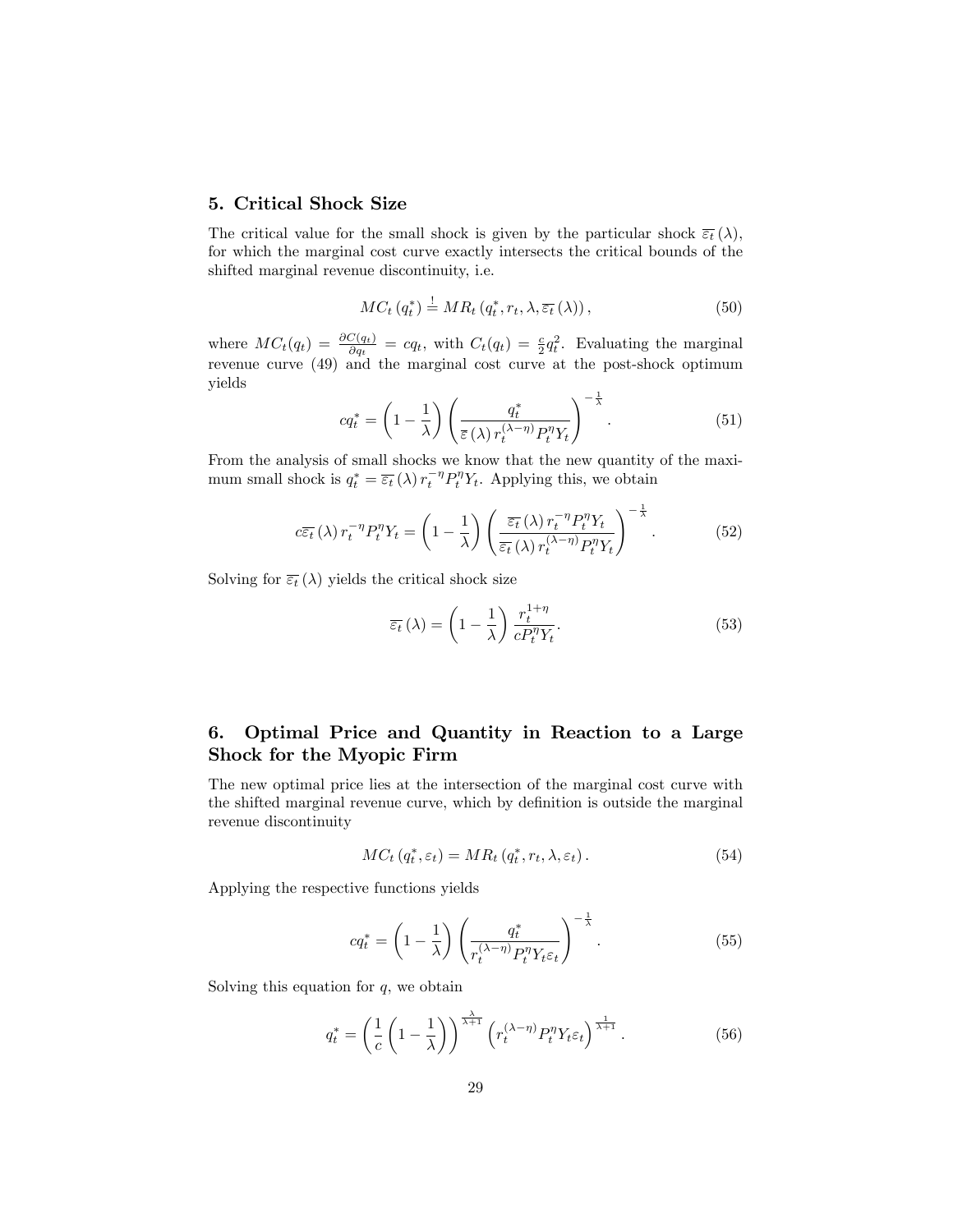## 5. Critical Shock Size

The critical value for the small shock is given by the particular shock $\overline{\varepsilon_t}(\lambda)$, for which the marginal cost curve exactly intersects the critical bounds of the shifted marginal revenue discontinuity, i.e.

$$MC_t(q_t^*) \stackrel{!}{=} MR_t(q_t^*, r_t, \lambda, \overline{\varepsilon_t}(\lambda)), \tag{50}$$

where $MC_t(q_t) = \frac{\partial C(q_t)}{\partial q_t} = cq_t$, with $C_t(q_t) = \frac{c}{2}q_t^2$. Evaluating the marginal revenue curve (49) and the marginal cost curve at the post-shock optimum yields

$$cq_t^* = \left(1 - \frac{1}{\lambda}\right)\left(\frac{q_t^*}{\overline{\varepsilon}(\lambda)\, r_t^{(\lambda-\eta)} P_t^{\eta} Y_t}\right)^{-\frac{1}{\lambda}}. \tag{51}$$

From the analysis of small shocks we know that the new quantity of the maximum small shock is $q_t^* = \overline{\varepsilon_t}(\lambda)\, r_t^{-\eta} P_t^{\eta} Y_t$. Applying this, we obtain

$$c\overline{\varepsilon_t}(\lambda)\, r_t^{-\eta} P_t^{\eta} Y_t = \left(1 - \frac{1}{\lambda}\right)\left(\frac{\overline{\varepsilon_t}(\lambda)\, r_t^{-\eta} P_t^{\eta} Y_t}{\overline{\varepsilon_t}(\lambda)\, r_t^{(\lambda-\eta)} P_t^{\eta} Y_t}\right)^{-\frac{1}{\lambda}}. \tag{52}$$

Solving for $\overline{\varepsilon_t}(\lambda)$ yields the critical shock size

$$\overline{\varepsilon_t}(\lambda) = \left(1 - \frac{1}{\lambda}\right)\frac{r_t^{1+\eta}}{cP_t^{\eta} Y_t}. \tag{53}$$

## 6. Optimal Price and Quantity in Reaction to a Large Shock for the Myopic Firm

The new optimal price lies at the intersection of the marginal cost curve with the shifted marginal revenue curve, which by definition is outside the marginal revenue discontinuity

$$MC_t(q_t^*, \varepsilon_t) = MR_t(q_t^*, r_t, \lambda, \varepsilon_t). \tag{54}$$

Applying the respective functions yields

$$cq_t^* = \left(1 - \frac{1}{\lambda}\right)\left(\frac{q_t^*}{r_t^{(\lambda-\eta)} P_t^{\eta} Y_t \varepsilon_t}\right)^{-\frac{1}{\lambda}}. \tag{55}$$

Solving this equation for $q$, we obtain

$$q_t^* = \left(\frac{1}{c}\left(1 - \frac{1}{\lambda}\right)\right)^{\frac{\lambda}{\lambda+1}}\left(r_t^{(\lambda-\eta)} P_t^{\eta} Y_t \varepsilon_t\right)^{\frac{1}{\lambda+1}}. \tag{56}$$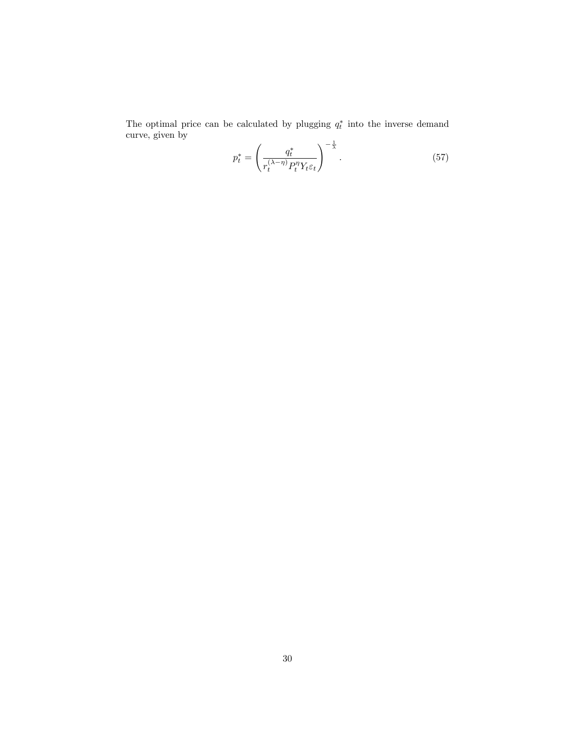The optimal price can be calculated by plugging $q_t^*$ into the inverse demand curve, given by

$$p_t^* = \left( \frac{q_t^*}{r_t^{(\lambda - \eta)} P_t^{\eta} Y_t \varepsilon_t} \right)^{-\frac{1}{\lambda}}. \tag{57}$$